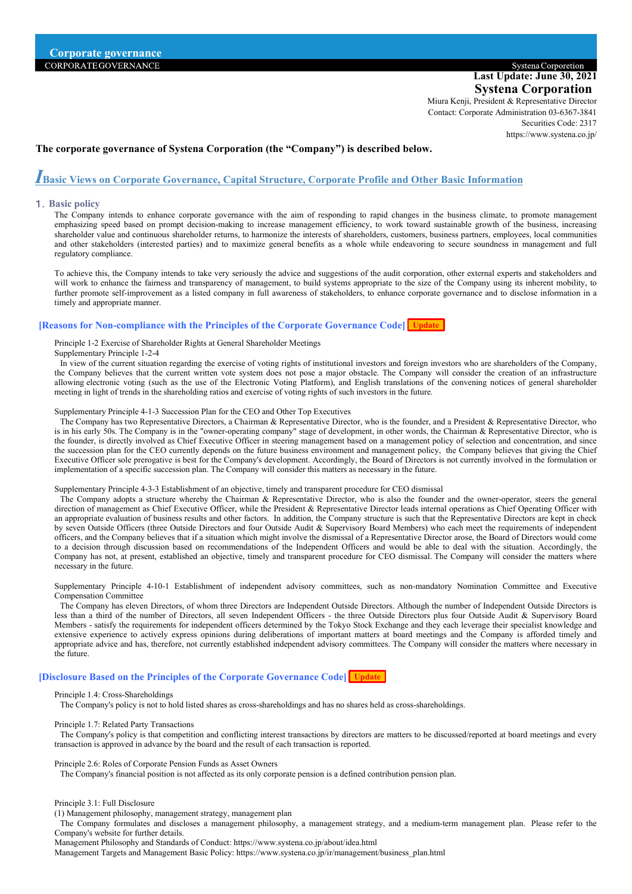# Corporate governance

CORPORATE GOVERNANCE

**Last Update: June 30, 2021**

**Systena Corporation**

Miura Kenji, President & Representative Director

Contact: Corporate Administration 03-6367-3841

Securities Code: 2317

https://www.systena.co.jp/

**The corporate governance of Systena Corporation (the "Company") is described below.**

## I Basic Views on Corporate Governance, Capital Structure, Corporate Profile and Other Basic Information

### 1. Basic policy

The Company intends to enhance corporate governance with the aim of responding to rapid changes in the business climate, to promote management emphasizing speed based on prompt decision-making to increase management efficiency, to work toward sustainable growth of the business, increasing shareholder value and continuous shareholder returns, to harmonize the interests of shareholders, customers, business partners, employees, local communities and other stakeholders (interested parties) and to maximize general benefits as a whole while endeavoring to secure soundness in management and full regulatory compliance.

To achieve this, the Company intends to take very seriously the advice and suggestions of the audit corporation, other external experts and stakeholders and will work to enhance the fairness and transparency of management, to build systems appropriate to the size of the Company using its inherent mobility, to further promote self-improvement as a listed company in full awareness of stakeholders, to enhance corporate governance and to disclose information in a timely and appropriate manner.

### [Reasons for Non-compliance with the Principles of the Corporate Governance Code] Update

Principle 1-2 Exercise of Shareholder Rights at General Shareholder Meetings

Supplementary Principle 1-2-4

In view of the current situation regarding the exercise of voting rights of institutional investors and foreign investors who are shareholders of the Company, the Company believes that the current written vote system does not pose a major obstacle. The Company will consider the creation of an infrastructure allowing electronic voting (such as the use of the Electronic Voting Platform), and English translations of the convening notices of general shareholder meeting in light of trends in the shareholding ratios and exercise of voting rights of such investors in the future.

Supplementary Principle 4-1-3 Succession Plan for the CEO and Other Top Executives

The Company has two Representative Directors, a Chairman & Representative Director, who is the founder, and a President & Representative Director, who is in his early 50s. The Company is in the "owner-operating company" stage of development, in other words, the Chairman & Representative Director, who is the founder, is directly involved as Chief Executive Officer in steering management based on a management policy of selection and concentration, and since the succession plan for the CEO currently depends on the future business environment and management policy, the Company believes that giving the Chief Executive Officer sole prerogative is best for the Company's development. Accordingly, the Board of Directors is not currently involved in the formulation or implementation of a specific succession plan. The Company will consider this matters as necessary in the future.

Supplementary Principle 4-3-3 Establishment of an objective, timely and transparent procedure for CEO dismissal

The Company adopts a structure whereby the Chairman & Representative Director, who is also the founder and the owner-operator, steers the general direction of management as Chief Executive Officer, while the President & Representative Director leads internal operations as Chief Operating Officer with an appropriate evaluation of business results and other factors. In addition, the Company structure is such that the Representative Directors are kept in check by seven Outside Officers (three Outside Directors and four Outside Audit & Supervisory Board Members) who each meet the requirements of independent officers, and the Company believes that if a situation which might involve the dismissal of a Representative Director arose, the Board of Directors would come to a decision through discussion based on recommendations of the Independent Officers and would be able to deal with the situation. Accordingly, the Company has not, at present, established an objective, timely and transparent procedure for CEO dismissal. The Company will consider the matters where necessary in the future.

Supplementary Principle 4-10-1 Establishment of independent advisory committees, such as non-mandatory Nomination Committee and Executive Compensation Committee

The Company has eleven Directors, of whom three Directors are Independent Outside Directors. Although the number of Independent Outside Directors is less than a third of the number of Directors, all seven Independent Officers - the three Outside Directors plus four Outside Audit & Supervisory Board Members - satisfy the requirements for independent officers determined by the Tokyo Stock Exchange and they each leverage their specialist knowledge and extensive experience to actively express opinions during deliberations of important matters at board meetings and the Company is afforded timely and appropriate advice and has, therefore, not currently established independent advisory committees. The Company will consider the matters where necessary in the future.

### [Disclosure Based on the Principles of the Corporate Governance Code] Update

Principle 1.4: Cross-Shareholdings

The Company's policy is not to hold listed shares as cross-shareholdings and has no shares held as cross-shareholdings.

Principle 1.7: Related Party Transactions

The Company's policy is that competition and conflicting interest transactions by directors are matters to be discussed/reported at board meetings and every transaction is approved in advance by the board and the result of each transaction is reported.

Principle 2.6: Roles of Corporate Pension Funds as Asset Owners

The Company's financial position is not affected as its only corporate pension is a defined contribution pension plan.

Principle 3.1: Full Disclosure

(1) Management philosophy, management strategy, management plan

The Company formulates and discloses a management philosophy, a management strategy, and a medium-term management plan. Please refer to the Company's website for further details.

Management Philosophy and Standards of Conduct: https://www.systena.co.jp/about/idea.html

Management Targets and Management Basic Policy: https://www.systena.co.jp/ir/management/business_plan.html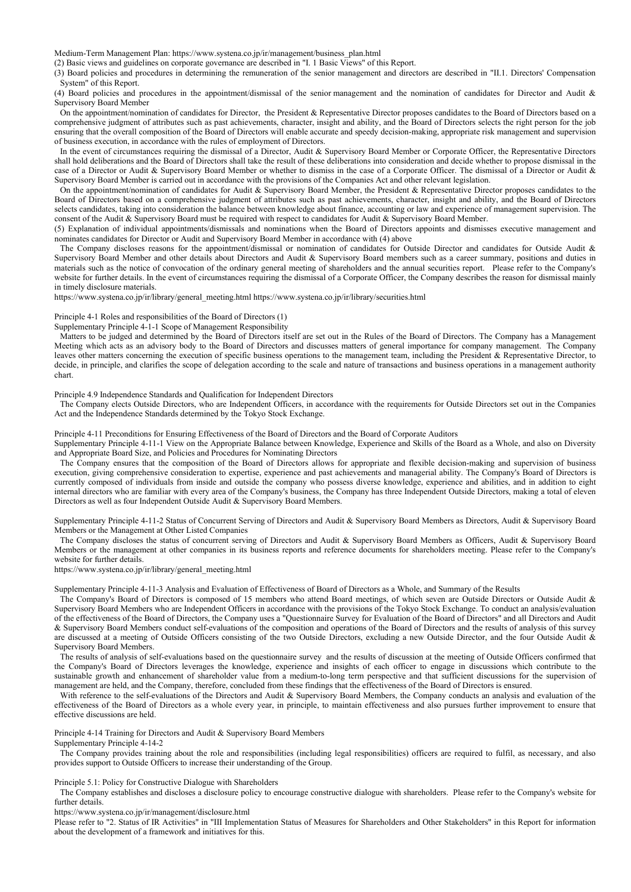Medium-Term Management Plan: https://www.systena.co.jp/ir/management/business_plan.html

(2) Basic views and guidelines on corporate governance are described in "I. 1 Basic Views" of this Report.

(3) Board policies and procedures in determining the remuneration of the senior management and directors are described in "II.1. Directors' Compensation System" of this Report.

(4) Board policies and procedures in the appointment/dismissal of the senior management and the nomination of candidates for Director and Audit & Supervisory Board Member

On the appointment/nomination of candidates for Director, the President & Representative Director proposes candidates to the Board of Directors based on a comprehensive judgment of attributes such as past achievements, character, insight and ability, and the Board of Directors selects the right person for the job ensuring that the overall composition of the Board of Directors will enable accurate and speedy decision-making, appropriate risk management and supervision of business execution, in accordance with the rules of employment of Directors.

In the event of circumstances requiring the dismissal of a Director, Audit & Supervisory Board Member or Corporate Officer, the Representative Directors shall hold deliberations and the Board of Directors shall take the result of these deliberations into consideration and decide whether to propose dismissal in the case of a Director or Audit & Supervisory Board Member or whether to dismiss in the case of a Corporate Officer. The dismissal of a Director or Audit & Supervisory Board Member is carried out in accordance with the provisions of the Companies Act and other relevant legislation.

On the appointment/nomination of candidates for Audit & Supervisory Board Member, the President & Representative Director proposes candidates to the Board of Directors based on a comprehensive judgment of attributes such as past achievements, character, insight and ability, and the Board of Directors selects candidates, taking into consideration the balance between knowledge about finance, accounting or law and experience of management supervision. The consent of the Audit & Supervisory Board must be required with respect to candidates for Audit & Supervisory Board Member.

(5) Explanation of individual appointments/dismissals and nominations when the Board of Directors appoints and dismisses executive management and nominates candidates for Director or Audit and Supervisory Board Member in accordance with (4) above

The Company discloses reasons for the appointment/dismissal or nomination of candidates for Outside Director and candidates for Outside Audit & Supervisory Board Member and other details about Directors and Audit & Supervisory Board members such as a career summary, positions and duties in materials such as the notice of convocation of the ordinary general meeting of shareholders and the annual securities report. Please refer to the Company's website for further details. In the event of circumstances requiring the dismissal of a Corporate Officer, the Company describes the reason for dismissal mainly in timely disclosure materials.

https://www.systena.co.jp/ir/library/general_meeting.html https://www.systena.co.jp/ir/library/securities.html

Principle 4-1 Roles and responsibilities of the Board of Directors (1)

Supplementary Principle 4-1-1 Scope of Management Responsibility

Matters to be judged and determined by the Board of Directors itself are set out in the Rules of the Board of Directors. The Company has a Management Meeting which acts as an advisory body to the Board of Directors and discusses matters of general importance for company management. The Company leaves other matters concerning the execution of specific business operations to the management team, including the President & Representative Director, to decide, in principle, and clarifies the scope of delegation according to the scale and nature of transactions and business operations in a management authority chart.

Principle 4.9 Independence Standards and Qualification for Independent Directors

The Company elects Outside Directors, who are Independent Officers, in accordance with the requirements for Outside Directors set out in the Companies Act and the Independence Standards determined by the Tokyo Stock Exchange.

Principle 4-11 Preconditions for Ensuring Effectiveness of the Board of Directors and the Board of Corporate Auditors

Supplementary Principle 4-11-1 View on the Appropriate Balance between Knowledge, Experience and Skills of the Board as a Whole, and also on Diversity and Appropriate Board Size, and Policies and Procedures for Nominating Directors

The Company ensures that the composition of the Board of Directors allows for appropriate and flexible decision-making and supervision of business execution, giving comprehensive consideration to expertise, experience and past achievements and managerial ability. The Company's Board of Directors is currently composed of individuals from inside and outside the company who possess diverse knowledge, experience and abilities, and in addition to eight internal directors who are familiar with every area of the Company's business, the Company has three Independent Outside Directors, making a total of eleven Directors as well as four Independent Outside Audit & Supervisory Board Members.

Supplementary Principle 4-11-2 Status of Concurrent Serving of Directors and Audit & Supervisory Board Members as Directors, Audit & Supervisory Board Members or the Management at Other Listed Companies

The Company discloses the status of concurrent serving of Directors and Audit & Supervisory Board Members as Officers, Audit & Supervisory Board Members or the management at other companies in its business reports and reference documents for shareholders meeting. Please refer to the Company's website for further details.

https://www.systena.co.jp/ir/library/general_meeting.html

Supplementary Principle 4-11-3 Analysis and Evaluation of Effectiveness of Board of Directors as a Whole, and Summary of the Results

The Company's Board of Directors is composed of 15 members who attend Board meetings, of which seven are Outside Directors or Outside Audit & Supervisory Board Members who are Independent Officers in accordance with the provisions of the Tokyo Stock Exchange. To conduct an analysis/evaluation of the effectiveness of the Board of Directors, the Company uses a "Questionnaire Survey for Evaluation of the Board of Directors" and all Directors and Audit & Supervisory Board Members conduct self-evaluations of the composition and operations of the Board of Directors and the results of analysis of this survey are discussed at a meeting of Outside Officers consisting of the two Outside Directors, excluding a new Outside Director, and the four Outside Audit & Supervisory Board Members.

The results of analysis of self-evaluations based on the questionnaire survey and the results of discussion at the meeting of Outside Officers confirmed that the Company's Board of Directors leverages the knowledge, experience and insights of each officer to engage in discussions which contribute to the sustainable growth and enhancement of shareholder value from a medium-to-long term perspective and that sufficient discussions for the supervision of management are held, and the Company, therefore, concluded from these findings that the effectiveness of the Board of Directors is ensured.

With reference to the self-evaluations of the Directors and Audit & Supervisory Board Members, the Company conducts an analysis and evaluation of the effectiveness of the Board of Directors as a whole every year, in principle, to maintain effectiveness and also pursues further improvement to ensure that effective discussions are held.

Principle 4-14 Training for Directors and Audit & Supervisory Board Members

Supplementary Principle 4-14-2

The Company provides training about the role and responsibilities (including legal responsibilities) officers are required to fulfil, as necessary, and also provides support to Outside Officers to increase their understanding of the Group.

Principle 5.1: Policy for Constructive Dialogue with Shareholders

The Company establishes and discloses a disclosure policy to encourage constructive dialogue with shareholders. Please refer to the Company's website for further details.

https://www.systena.co.jp/ir/management/disclosure.html

Please refer to "2. Status of IR Activities" in "III Implementation Status of Measures for Shareholders and Other Stakeholders" in this Report for information about the development of a framework and initiatives for this.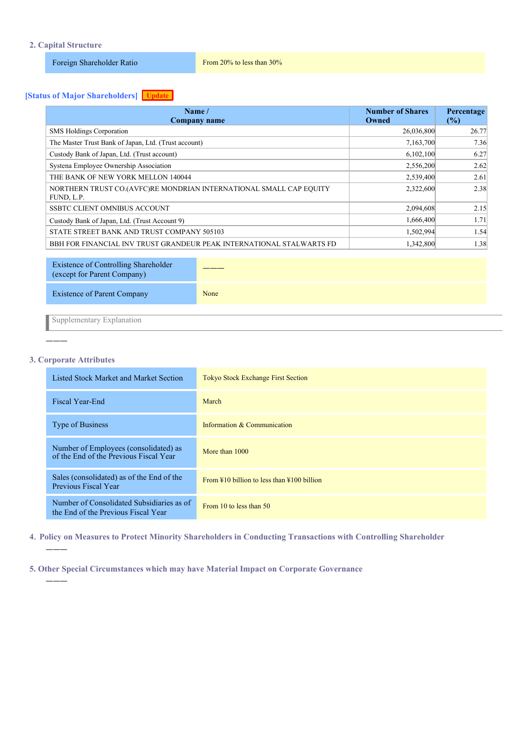## 2. Capital Structure

| Foreign Shareholder Ratio | From 20% to less than 30% |
|---|---|

### [Status of Major Shareholders] Update

| Name / Company name | Number of Shares Owned | Percentage (%) |
|---|---|---|
| SMS Holdings Corporation | 26,036,800 | 26.77 |
| The Master Trust Bank of Japan, Ltd. (Trust account) | 7,163,700 | 7.36 |
| Custody Bank of Japan, Ltd. (Trust account) | 6,102,100 | 6.27 |
| Systena Employee Ownership Association | 2,556,200 | 2.62 |
| THE BANK OF NEW YORK MELLON 140044 | 2,539,400 | 2.61 |
| NORTHERN TRUST CO.(AVFC)RE MONDRIAN INTERNATIONAL SMALL CAP EQUITY FUND, L.P. | 2,322,600 | 2.38 |
| SSBTC CLIENT OMNIBUS ACCOUNT | 2,094,608 | 2.15 |
| Custody Bank of Japan, Ltd. (Trust Account 9) | 1,666,400 | 1.71 |
| STATE STREET BANK AND TRUST COMPANY 505103 | 1,502,994 | 1.54 |
| BBH FOR FINANCIAL INV TRUST GRANDEUR PEAK INTERNATIONAL STALWARTS FD | 1,342,800 | 1.38 |

| Existence of Controlling Shareholder (except for Parent Company) | ――― |
|---|---|
| Existence of Parent Company | None |

Supplementary Explanation

―――

## 3. Corporate Attributes

| Listed Stock Market and Market Section | Tokyo Stock Exchange First Section |
|---|---|
| Fiscal Year-End | March |
| Type of Business | Information & Communication |
| Number of Employees (consolidated) as of the End of the Previous Fiscal Year | More than 1000 |
| Sales (consolidated) as of the End of the Previous Fiscal Year | From ¥10 billion to less than ¥100 billion |
| Number of Consolidated Subsidiaries as of the End of the Previous Fiscal Year | From 10 to less than 50 |

## 4. Policy on Measures to Protect Minority Shareholders in Conducting Transactions with Controlling Shareholder

―――

## 5. Other Special Circumstances which may have Material Impact on Corporate Governance

―――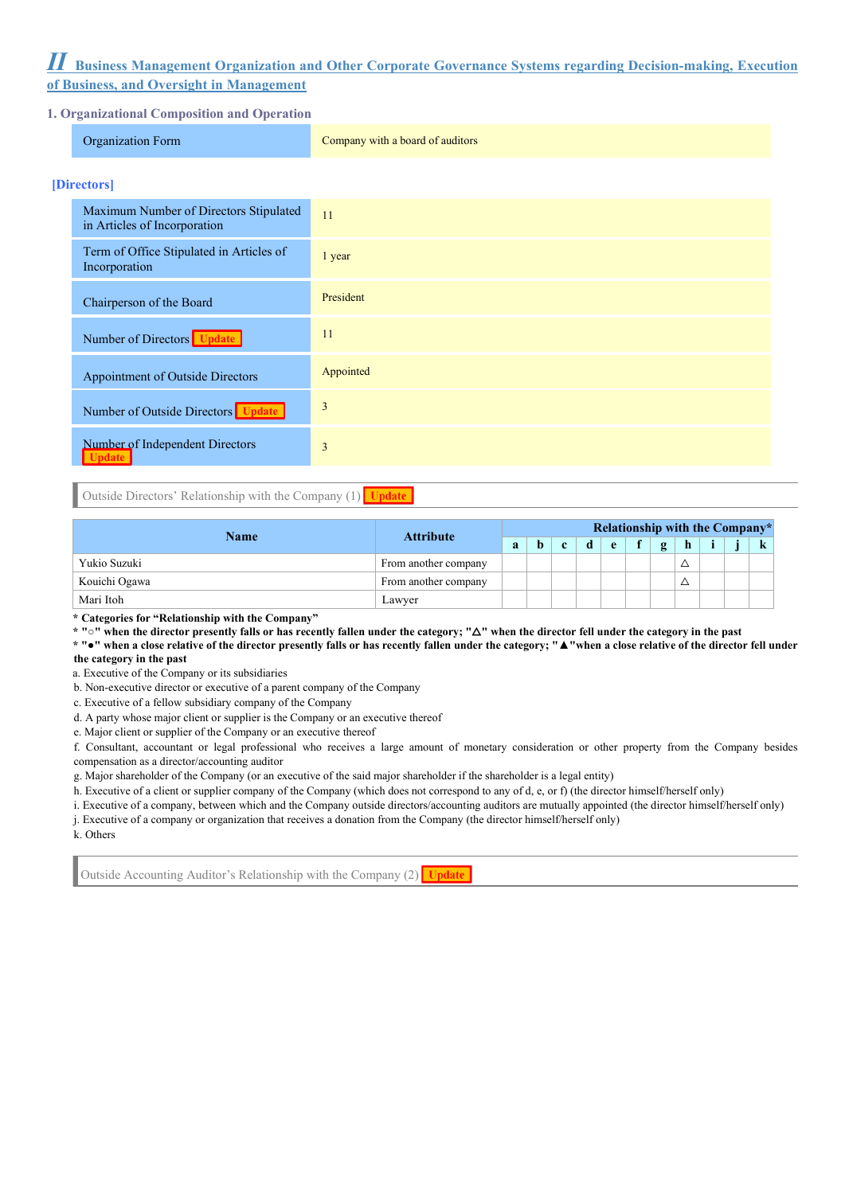## II Business Management Organization and Other Corporate Governance Systems regarding Decision-making, Execution of Business, and Oversight in Management

### 1. Organizational Composition and Operation

| Organization Form | Company with a board of auditors |
|---|---|

### [Directors]

| Maximum Number of Directors Stipulated in Articles of Incorporation | 11 |
|---|---|
| Term of Office Stipulated in Articles of Incorporation | 1 year |
| Chairperson of the Board | President |
| Number of Directors Update | 11 |
| Appointment of Outside Directors | Appointed |
| Number of Outside Directors Update | 3 |
| Number of Independent Directors Update | 3 |

Outside Directors' Relationship with the Company (1) Update

| Name | Attribute | Relationship with the Company* | | | | | | | | | | |
|---|---|---|---|---|---|---|---|---|---|---|---|---|
| | | a | b | c | d | e | f | g | h | i | j | k |
| Yukio Suzuki | From another company | | | | | | | | △ | | | |
| Kouichi Ogawa | From another company | | | | | | | | △ | | | |
| Mari Itoh | Lawyer | | | | | | | | | | | |

**\* Categories for "Relationship with the Company"**
**\* "○" when the director presently falls or has recently fallen under the category; "△" when the director fell under the category in the past**
**\* "●" when a close relative of the director presently falls or has recently fallen under the category; "▲"when a close relative of the director fell under the category in the past**

a. Executive of the Company or its subsidiaries
b. Non-executive director or executive of a parent company of the Company
c. Executive of a fellow subsidiary company of the Company
d. A party whose major client or supplier is the Company or an executive thereof
e. Major client or supplier of the Company or an executive thereof
f. Consultant, accountant or legal professional who receives a large amount of monetary consideration or other property from the Company besides compensation as a director/accounting auditor
g. Major shareholder of the Company (or an executive of the said major shareholder if the shareholder is a legal entity)
h. Executive of a client or supplier company of the Company (which does not correspond to any of d, e, or f) (the director himself/herself only)
i. Executive of a company, between which and the Company outside directors/accounting auditors are mutually appointed (the director himself/herself only)
j. Executive of a company or organization that receives a donation from the Company (the director himself/herself only)
k. Others

Outside Accounting Auditor's Relationship with the Company (2) Update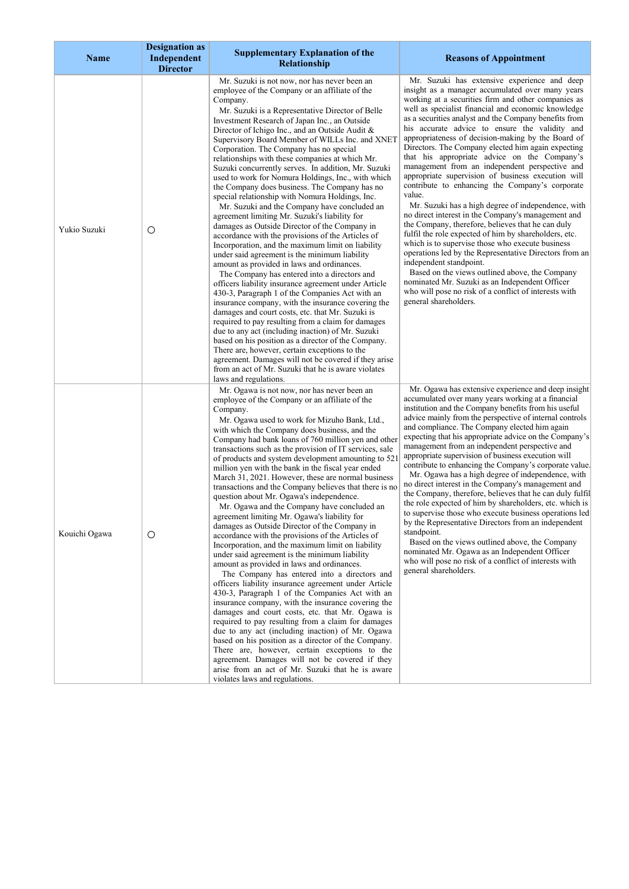| Name | Designation as Independent Director | Supplementary Explanation of the Relationship | Reasons of Appointment |
|---|---|---|---|
| Yukio Suzuki | ○ | Mr. Suzuki is not now, nor has never been an employee of the Company or an affiliate of the Company.<br>Mr. Suzuki is a Representative Director of Belle Investment Research of Japan Inc., an Outside Director of Ichigo Inc., and an Outside Audit & Supervisory Board Member of WILLs Inc. and XNET Corporation. The Company has no special relationships with these companies at which Mr. Suzuki concurrently serves. In addition, Mr. Suzuki used to work for Nomura Holdings, Inc., with which the Company does business. The Company has no special relationship with Nomura Holdings, Inc.<br>Mr. Suzuki and the Company have concluded an agreement limiting Mr. Suzuki's liability for damages as Outside Director of the Company in accordance with the provisions of the Articles of Incorporation, and the maximum limit on liability under said agreement is the minimum liability amount as provided in laws and ordinances.<br>The Company has entered into a directors and officers liability insurance agreement under Article 430-3, Paragraph 1 of the Companies Act with an insurance company, with the insurance covering the damages and court costs, etc. that Mr. Suzuki is required to pay resulting from a claim for damages due to any act (including inaction) of Mr. Suzuki based on his position as a director of the Company. There are, however, certain exceptions to the agreement. Damages will not be covered if they arise from an act of Mr. Suzuki that he is aware violates laws and regulations. | Mr. Suzuki has extensive experience and deep insight as a manager accumulated over many years working at a securities firm and other companies as well as specialist financial and economic knowledge as a securities analyst and the Company benefits from his accurate advice to ensure the validity and appropriateness of decision-making by the Board of Directors. The Company elected him again expecting that his appropriate advice on the Company's management from an independent perspective and appropriate supervision of business execution will contribute to enhancing the Company's corporate value.<br>Mr. Suzuki has a high degree of independence, with no direct interest in the Company's management and the Company, therefore, believes that he can duly fulfil the role expected of him by shareholders, etc. which is to supervise those who execute business operations led by the Representative Directors from an independent standpoint.<br>Based on the views outlined above, the Company nominated Mr. Suzuki as an Independent Officer who will pose no risk of a conflict of interests with general shareholders. |
| Kouichi Ogawa | ○ | Mr. Ogawa is not now, nor has never been an employee of the Company or an affiliate of the Company.<br>Mr. Ogawa used to work for Mizuho Bank, Ltd., with which the Company does business, and the Company had bank loans of 760 million yen and other transactions such as the provision of IT services, sale of products and system development amounting to 521 million yen with the bank in the fiscal year ended March 31, 2021. However, these are normal business transactions and the Company believes that there is no question about Mr. Ogawa's independence.<br>Mr. Ogawa and the Company have concluded an agreement limiting Mr. Ogawa's liability for damages as Outside Director of the Company in accordance with the provisions of the Articles of Incorporation, and the maximum limit on liability under said agreement is the minimum liability amount as provided in laws and ordinances.<br>The Company has entered into a directors and officers liability insurance agreement under Article 430-3, Paragraph 1 of the Companies Act with an insurance company, with the insurance covering the damages and court costs, etc. that Mr. Ogawa is required to pay resulting from a claim for damages due to any act (including inaction) of Mr. Ogawa based on his position as a director of the Company. There are, however, certain exceptions to the agreement. Damages will not be covered if they arise from an act of Mr. Suzuki that he is aware violates laws and regulations. | Mr. Ogawa has extensive experience and deep insight accumulated over many years working at a financial institution and the Company benefits from his useful advice mainly from the perspective of internal controls and compliance. The Company elected him again expecting that his appropriate advice on the Company's management from an independent perspective and appropriate supervision of business execution will contribute to enhancing the Company's corporate value.<br>Mr. Ogawa has a high degree of independence, with no direct interest in the Company's management and the Company, therefore, believes that he can duly fulfil the role expected of him by shareholders, etc. which is to supervise those who execute business operations led by the Representative Directors from an independent standpoint.<br>Based on the views outlined above, the Company nominated Mr. Ogawa as an Independent Officer who will pose no risk of a conflict of interests with general shareholders. |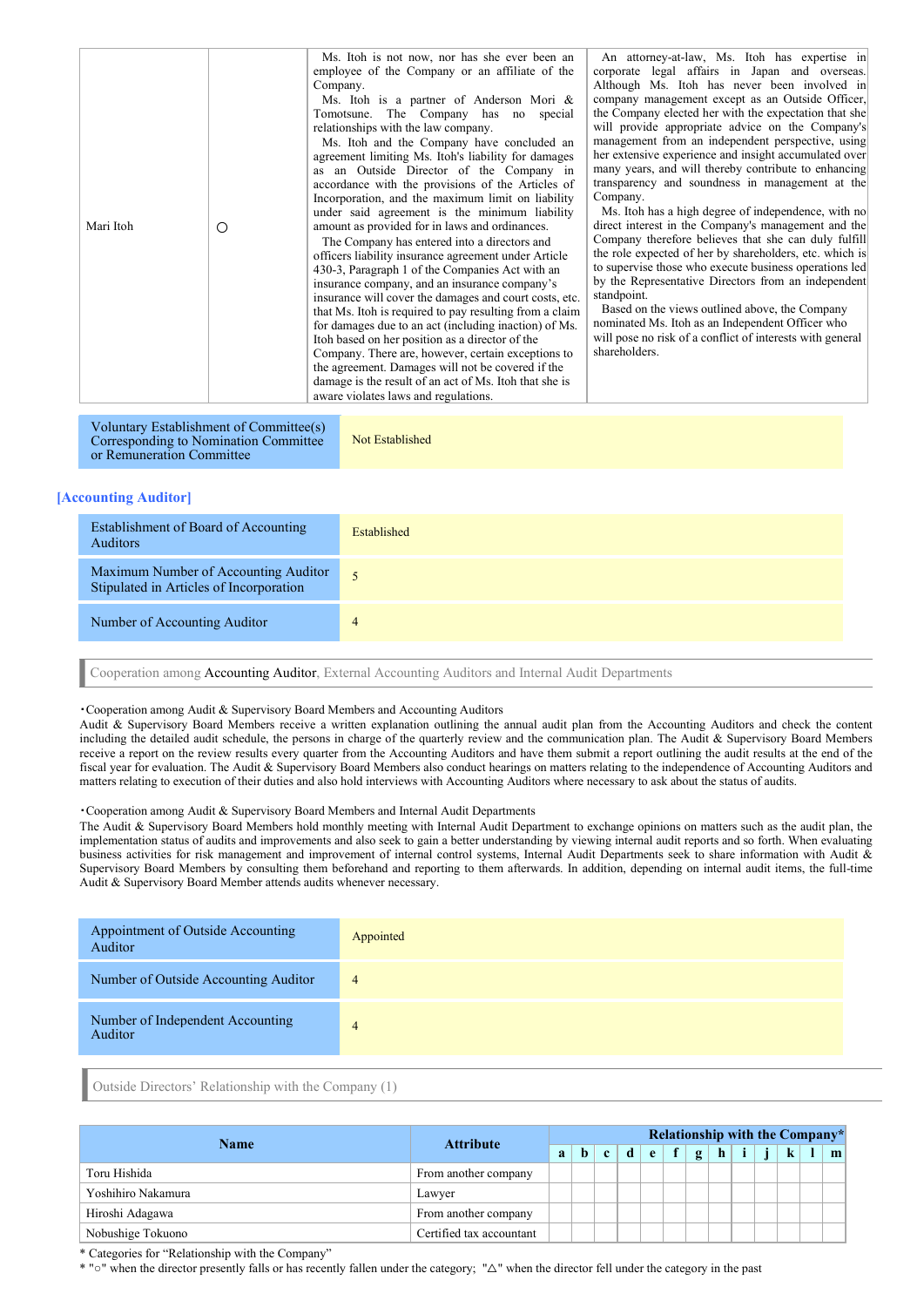| Mari Itoh | ○ | Ms. Itoh is not now, nor has she ever been an employee of the Company or an affiliate of the Company.<br>Ms. Itoh is a partner of Anderson Mori & Tomotsune. The Company has no special relationships with the law company.<br>Ms. Itoh and the Company have concluded an agreement limiting Ms. Itoh's liability for damages as an Outside Director of the Company in accordance with the provisions of the Articles of Incorporation, and the maximum limit on liability under said agreement is the minimum liability amount as provided for in laws and ordinances.<br>The Company has entered into a directors and officers liability insurance agreement under Article 430-3, Paragraph 1 of the Companies Act with an insurance company, and an insurance company's insurance will cover the damages and court costs, etc. that Ms. Itoh is required to pay resulting from a claim for damages due to an act (including inaction) of Ms. Itoh based on her position as a director of the Company. There are, however, certain exceptions to the agreement. Damages will not be covered if the damage is the result of an act of Ms. Itoh that she is aware violates laws and regulations. | An attorney-at-law, Ms. Itoh has expertise in corporate legal affairs in Japan and overseas. Although Ms. Itoh has never been involved in company management except as an Outside Officer, the Company elected her with the expectation that she will provide appropriate advice on the Company's management from an independent perspective, using her extensive experience and insight accumulated over many years, and will thereby contribute to enhancing transparency and soundness in management at the Company.<br>Ms. Itoh has a high degree of independence, with no direct interest in the Company's management and the Company therefore believes that she can duly fulfill the role expected of her by shareholders, etc. which is to supervise those who execute business operations led by the Representative Directors from an independent standpoint.<br>Based on the views outlined above, the Company nominated Ms. Itoh as an Independent Officer who will pose no risk of a conflict of interests with general shareholders. |
|---|---|---|---|

| Voluntary Establishment of Committee(s) Corresponding to Nomination Committee or Remuneration Committee | Not Established |
|---|---|

## [Accounting Auditor]

| Establishment of Board of Accounting Auditors | Established |
|---|---|
| Maximum Number of Accounting Auditor Stipulated in Articles of Incorporation | 5 |
| Number of Accounting Auditor | 4 |

### Cooperation among Accounting Auditor, External Accounting Auditors and Internal Audit Departments

・Cooperation among Audit & Supervisory Board Members and Accounting Auditors

Audit & Supervisory Board Members receive a written explanation outlining the annual audit plan from the Accounting Auditors and check the content including the detailed audit schedule, the persons in charge of the quarterly review and the communication plan. The Audit & Supervisory Board Members receive a report on the review results every quarter from the Accounting Auditors and have them submit a report outlining the audit results at the end of the fiscal year for evaluation. The Audit & Supervisory Board Members also conduct hearings on matters relating to the independence of Accounting Auditors and matters relating to execution of their duties and also hold interviews with Accounting Auditors where necessary to ask about the status of audits.

・Cooperation among Audit & Supervisory Board Members and Internal Audit Departments

The Audit & Supervisory Board Members hold monthly meeting with Internal Audit Department to exchange opinions on matters such as the audit plan, the implementation status of audits and improvements and also seek to gain a better understanding by viewing internal audit reports and so forth. When evaluating business activities for risk management and improvement of internal control systems, Internal Audit Departments seek to share information with Audit & Supervisory Board Members by consulting them beforehand and reporting to them afterwards. In addition, depending on internal audit items, the full-time Audit & Supervisory Board Member attends audits whenever necessary.

| Appointment of Outside Accounting Auditor | Appointed |
|---|---|
| Number of Outside Accounting Auditor | 4 |
| Number of Independent Accounting Auditor | 4 |

### Outside Directors' Relationship with the Company (1)

| Name | Attribute | Relationship with the Company* | | | | | | | | | | | | |
|---|---|---|---|---|---|---|---|---|---|---|---|---|---|---|
| | | a | b | c | d | e | f | g | h | i | j | k | l | m |
| Toru Hishida | From another company | | | | | | | | | | | | | |
| Yoshihiro Nakamura | Lawyer | | | | | | | | | | | | | |
| Hiroshi Adagawa | From another company | | | | | | | | | | | | | |
| Nobushige Tokuono | Certified tax accountant | | | | | | | | | | | | | |

\* Categories for "Relationship with the Company"

\* "○" when the director presently falls or has recently fallen under the category; "△" when the director fell under the category in the past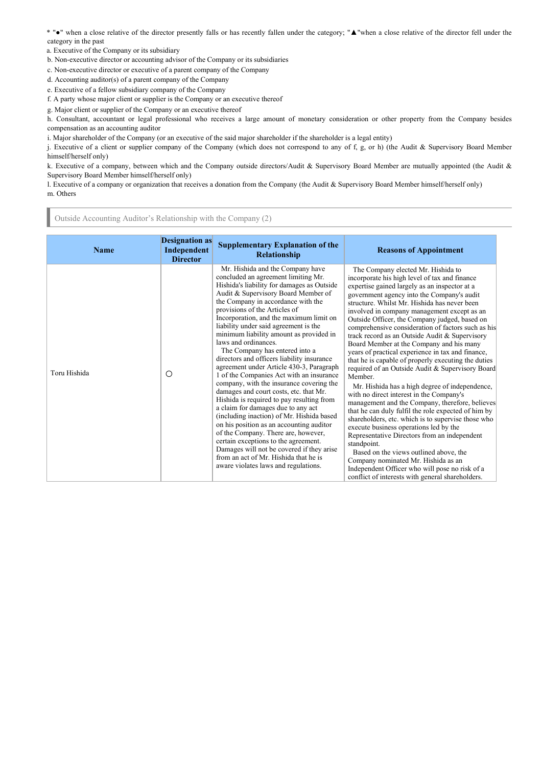\* "●" when a close relative of the director presently falls or has recently fallen under the category; "▲"when a close relative of the director fell under the category in the past

a. Executive of the Company or its subsidiary

b. Non-executive director or accounting advisor of the Company or its subsidiaries

c. Non-executive director or executive of a parent company of the Company

d. Accounting auditor(s) of a parent company of the Company

e. Executive of a fellow subsidiary company of the Company

f. A party whose major client or supplier is the Company or an executive thereof

g. Major client or supplier of the Company or an executive thereof

h. Consultant, accountant or legal professional who receives a large amount of monetary consideration or other property from the Company besides compensation as an accounting auditor

i. Major shareholder of the Company (or an executive of the said major shareholder if the shareholder is a legal entity)

j. Executive of a client or supplier company of the Company (which does not correspond to any of f, g, or h) (the Audit & Supervisory Board Member himself/herself only)

k. Executive of a company, between which and the Company outside directors/Audit & Supervisory Board Member are mutually appointed (the Audit & Supervisory Board Member himself/herself only)

l. Executive of a company or organization that receives a donation from the Company (the Audit & Supervisory Board Member himself/herself only)

m. Others

## Outside Accounting Auditor's Relationship with the Company (2)

| Name | Designation as Independent Director | Supplementary Explanation of the Relationship | Reasons of Appointment |
|---|---|---|---|
| Toru Hishida | ○ | Mr. Hishida and the Company have concluded an agreement limiting Mr. Hishida's liability for damages as Outside Audit & Supervisory Board Member of the Company in accordance with the provisions of the Articles of Incorporation, and the maximum limit on liability under said agreement is the minimum liability amount as provided in laws and ordinances.<br>The Company has entered into a directors and officers liability insurance agreement under Article 430-3, Paragraph 1 of the Companies Act with an insurance company, with the insurance covering the damages and court costs, etc. that Mr. Hishida is required to pay resulting from a claim for damages due to any act (including inaction) of Mr. Hishida based on his position as an accounting auditor of the Company. There are, however, certain exceptions to the agreement. Damages will not be covered if they arise from an act of Mr. Hishida that he is aware violates laws and regulations. | The Company elected Mr. Hishida to incorporate his high level of tax and finance expertise gained largely as an inspector at a government agency into the Company's audit structure. Whilst Mr. Hishida has never been involved in company management except as an Outside Officer, the Company judged, based on comprehensive consideration of factors such as his track record as an Outside Audit & Supervisory Board Member at the Company and his many years of practical experience in tax and finance, that he is capable of properly executing the duties required of an Outside Audit & Supervisory Board Member.<br>Mr. Hishida has a high degree of independence, with no direct interest in the Company's management and the Company, therefore, believes that he can duly fulfil the role expected of him by shareholders, etc. which is to supervise those who execute business operations led by the Representative Directors from an independent standpoint.<br>Based on the views outlined above, the Company nominated Mr. Hishida as an Independent Officer who will pose no risk of a conflict of interests with general shareholders. |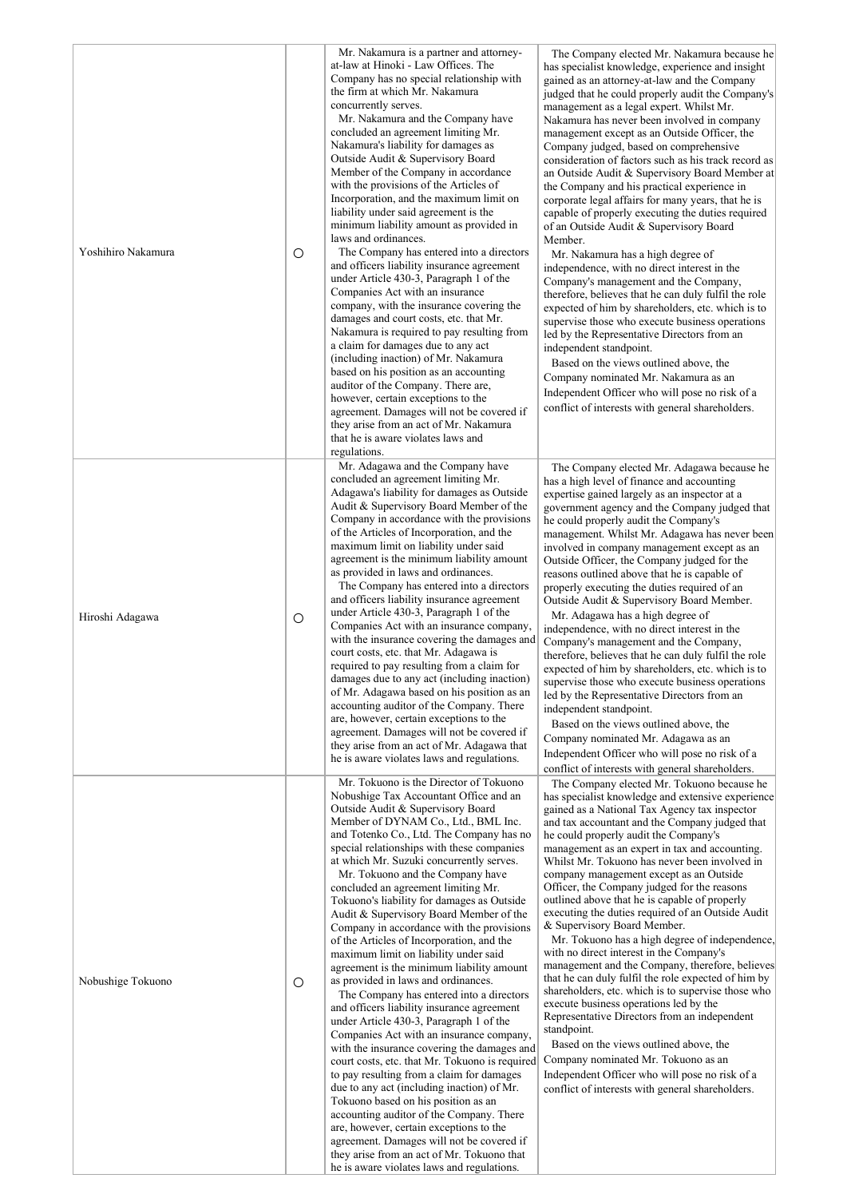| | | | |
|---|---|---|---|
| Yoshihiro Nakamura | ○ | Mr. Nakamura is a partner and attorney-at-law at Hinoki - Law Offices. The Company has no special relationship with the firm at which Mr. Nakamura concurrently serves.<br>Mr. Nakamura and the Company have concluded an agreement limiting Mr. Nakamura's liability for damages as Outside Audit & Supervisory Board Member of the Company in accordance with the provisions of the Articles of Incorporation, and the maximum limit on liability under said agreement is the minimum liability amount as provided in laws and ordinances.<br>The Company has entered into a directors and officers liability insurance agreement under Article 430-3, Paragraph 1 of the Companies Act with an insurance company, with the insurance covering the damages and court costs, etc. that Mr. Nakamura is required to pay resulting from a claim for damages due to any act (including inaction) of Mr. Nakamura based on his position as an accounting auditor of the Company. There are, however, certain exceptions to the agreement. Damages will not be covered if they arise from an act of Mr. Nakamura that he is aware violates laws and regulations. | The Company elected Mr. Nakamura because he has specialist knowledge, experience and insight gained as an attorney-at-law and the Company judged that he could properly audit the Company's management as a legal expert. Whilst Mr. Nakamura has never been involved in company management except as an Outside Officer, the Company judged, based on comprehensive consideration of factors such as his track record as an Outside Audit & Supervisory Board Member at the Company and his practical experience in corporate legal affairs for many years, that he is capable of properly executing the duties required of an Outside Audit & Supervisory Board Member.<br>Mr. Nakamura has a high degree of independence, with no direct interest in the Company's management and the Company, therefore, believes that he can duly fulfil the role expected of him by shareholders, etc. which is to supervise those who execute business operations led by the Representative Directors from an independent standpoint.<br>Based on the views outlined above, the Company nominated Mr. Nakamura as an Independent Officer who will pose no risk of a conflict of interests with general shareholders. |
| Hiroshi Adagawa | ○ | Mr. Adagawa and the Company have concluded an agreement limiting Mr. Adagawa's liability for damages as Outside Audit & Supervisory Board Member of the Company in accordance with the provisions of the Articles of Incorporation, and the maximum limit on liability under said agreement is the minimum liability amount as provided in laws and ordinances.<br>The Company has entered into a directors and officers liability insurance agreement under Article 430-3, Paragraph 1 of the Companies Act with an insurance company, with the insurance covering the damages and court costs, etc. that Mr. Adagawa is required to pay resulting from a claim for damages due to any act (including inaction) of Mr. Adagawa based on his position as an accounting auditor of the Company. There are, however, certain exceptions to the agreement. Damages will not be covered if they arise from an act of Mr. Adagawa that he is aware violates laws and regulations. | The Company elected Mr. Adagawa because he has a high level of finance and accounting expertise gained largely as an inspector at a government agency and the Company judged that he could properly audit the Company's management. Whilst Mr. Adagawa has never been involved in company management except as an Outside Officer, the Company judged for the reasons outlined above that he is capable of properly executing the duties required of an Outside Audit & Supervisory Board Member.<br>Mr. Adagawa has a high degree of independence, with no direct interest in the Company's management and the Company, therefore, believes that he can duly fulfil the role expected of him by shareholders, etc. which is to supervise those who execute business operations led by the Representative Directors from an independent standpoint.<br>Based on the views outlined above, the Company nominated Mr. Adagawa as an Independent Officer who will pose no risk of a conflict of interests with general shareholders. |
| Nobushige Tokuono | ○ | Mr. Tokuono is the Director of Tokuono Nobushige Tax Accountant Office and an Outside Audit & Supervisory Board Member of DYNAM Co., Ltd., BML Inc. and Totenko Co., Ltd. The Company has no special relationships with these companies at which Mr. Suzuki concurrently serves.<br>Mr. Tokuono and the Company have concluded an agreement limiting Mr. Tokuono's liability for damages as Outside Audit & Supervisory Board Member of the Company in accordance with the provisions of the Articles of Incorporation, and the maximum limit on liability under said agreement is the minimum liability amount as provided in laws and ordinances.<br>The Company has entered into a directors and officers liability insurance agreement under Article 430-3, Paragraph 1 of the Companies Act with an insurance company, with the insurance covering the damages and court costs, etc. that Mr. Tokuono is required to pay resulting from a claim for damages due to any act (including inaction) of Mr. Tokuono based on his position as an accounting auditor of the Company. There are, however, certain exceptions to the agreement. Damages will not be covered if they arise from an act of Mr. Tokuono that he is aware violates laws and regulations. | The Company elected Mr. Tokuono because he has specialist knowledge and extensive experience gained as a National Tax Agency tax inspector and tax accountant and the Company judged that he could properly audit the Company's management as an expert in tax and accounting. Whilst Mr. Tokuono has never been involved in company management except as an Outside Officer, the Company judged for the reasons outlined above that he is capable of properly executing the duties required of an Outside Audit & Supervisory Board Member.<br>Mr. Tokuono has a high degree of independence, with no direct interest in the Company's management and the Company, therefore, believes that he can duly fulfil the role expected of him by shareholders, etc. which is to supervise those who execute business operations led by the Representative Directors from an independent standpoint.<br>Based on the views outlined above, the Company nominated Mr. Tokuono as an Independent Officer who will pose no risk of a conflict of interests with general shareholders. |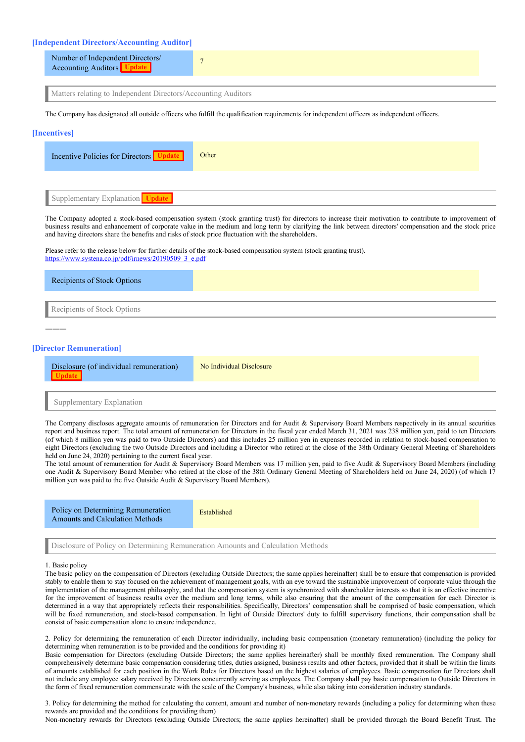### [Independent Directors/Accounting Auditor]

| Number of Independent Directors/ Accounting Auditors Update | 7 |
|---|---|

Matters relating to Independent Directors/Accounting Auditors

The Company has designated all outside officers who fulfill the qualification requirements for independent officers as independent officers.

### [Incentives]

| Incentive Policies for Directors Update | Other |
|---|---|

Supplementary Explanation Update

The Company adopted a stock-based compensation system (stock granting trust) for directors to increase their motivation to contribute to improvement of business results and enhancement of corporate value in the medium and long term by clarifying the link between directors' compensation and the stock price and having directors share the benefits and risks of stock price fluctuation with the shareholders.

Please refer to the release below for further details of the stock-based compensation system (stock granting trust).
https://www.systena.co.jp/pdf/irnews/20190509_3_e.pdf

| Recipients of Stock Options | |
|---|---|

Recipients of Stock Options

———

### [Director Remuneration]

| Disclosure (of individual remuneration) Update | No Individual Disclosure |
|---|---|

Supplementary Explanation

The Company discloses aggregate amounts of remuneration for Directors and for Audit & Supervisory Board Members respectively in its annual securities report and business report. The total amount of remuneration for Directors in the fiscal year ended March 31, 2021 was 238 million yen, paid to ten Directors (of which 8 million yen was paid to two Outside Directors) and this includes 25 million yen in expenses recorded in relation to stock-based compensation to eight Directors (excluding the two Outside Directors and including a Director who retired at the close of the 38th Ordinary General Meeting of Shareholders held on June 24, 2020) pertaining to the current fiscal year.
The total amount of remuneration for Audit & Supervisory Board Members was 17 million yen, paid to five Audit & Supervisory Board Members (including one Audit & Supervisory Board Member who retired at the close of the 38th Ordinary General Meeting of Shareholders held on June 24, 2020) (of which 17 million yen was paid to the five Outside Audit & Supervisory Board Members).

| Policy on Determining Remuneration Amounts and Calculation Methods | Established |
|---|---|

Disclosure of Policy on Determining Remuneration Amounts and Calculation Methods

1. Basic policy
The basic policy on the compensation of Directors (excluding Outside Directors; the same applies hereinafter) shall be to ensure that compensation is provided stably to enable them to stay focused on the achievement of management goals, with an eye toward the sustainable improvement of corporate value through the implementation of the management philosophy, and that the compensation system is synchronized with shareholder interests so that it is an effective incentive for the improvement of business results over the medium and long terms, while also ensuring that the amount of the compensation for each Director is determined in a way that appropriately reflects their responsibilities. Specifically, Directors' compensation shall be comprised of basic compensation, which will be fixed remuneration, and stock-based compensation. In light of Outside Directors' duty to fulfill supervisory functions, their compensation shall be consist of basic compensation alone to ensure independence.

2. Policy for determining the remuneration of each Director individually, including basic compensation (monetary remuneration) (including the policy for determining when remuneration is to be provided and the conditions for providing it)
Basic compensation for Directors (excluding Outside Directors; the same applies hereinafter) shall be monthly fixed remuneration. The Company shall comprehensively determine basic compensation considering titles, duties assigned, business results and other factors, provided that it shall be within the limits of amounts established for each position in the Work Rules for Directors based on the highest salaries of employees. Basic compensation for Directors shall not include any employee salary received by Directors concurrently serving as employees. The Company shall pay basic compensation to Outside Directors in the form of fixed remuneration commensurate with the scale of the Company's business, while also taking into consideration industry standards.

3. Policy for determining the method for calculating the content, amount and number of non-monetary rewards (including a policy for determining when these rewards are provided and the conditions for providing them)
Non-monetary rewards for Directors (excluding Outside Directors; the same applies hereinafter) shall be provided through the Board Benefit Trust. The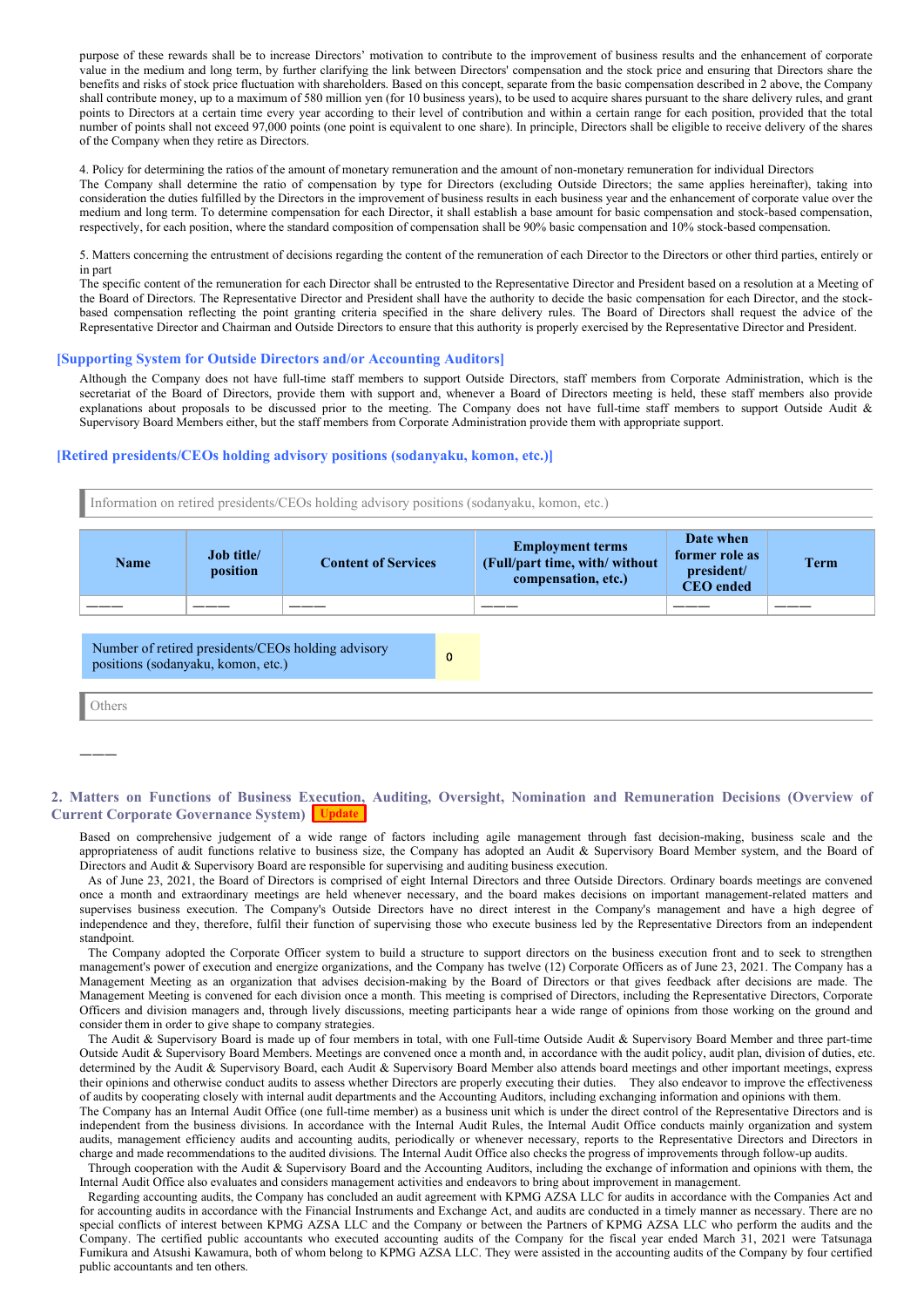purpose of these rewards shall be to increase Directors' motivation to contribute to the improvement of business results and the enhancement of corporate value in the medium and long term, by further clarifying the link between Directors' compensation and the stock price and ensuring that Directors share the benefits and risks of stock price fluctuation with shareholders. Based on this concept, separate from the basic compensation described in 2 above, the Company shall contribute money, up to a maximum of 580 million yen (for 10 business years), to be used to acquire shares pursuant to the share delivery rules, and grant points to Directors at a certain time every year according to their level of contribution and within a certain range for each position, provided that the total number of points shall not exceed 97,000 points (one point is equivalent to one share). In principle, Directors shall be eligible to receive delivery of the shares of the Company when they retire as Directors.

4. Policy for determining the ratios of the amount of monetary remuneration and the amount of non-monetary remuneration for individual Directors
The Company shall determine the ratio of compensation by type for Directors (excluding Outside Directors; the same applies hereinafter), taking into consideration the duties fulfilled by the Directors in the improvement of business results in each business year and the enhancement of corporate value over the medium and long term. To determine compensation for each Director, it shall establish a base amount for basic compensation and stock-based compensation, respectively, for each position, where the standard composition of compensation shall be 90% basic compensation and 10% stock-based compensation.

5. Matters concerning the entrustment of decisions regarding the content of the remuneration of each Director to the Directors or other third parties, entirely or in part
The specific content of the remuneration for each Director shall be entrusted to the Representative Director and President based on a resolution at a Meeting of the Board of Directors. The Representative Director and President shall have the authority to decide the basic compensation for each Director, and the stock-based compensation reflecting the point granting criteria specified in the share delivery rules. The Board of Directors shall request the advice of the Representative Director and Chairman and Outside Directors to ensure that this authority is properly exercised by the Representative Director and President.

### [Supporting System for Outside Directors and/or Accounting Auditors]

Although the Company does not have full-time staff members to support Outside Directors, staff members from Corporate Administration, which is the secretariat of the Board of Directors, provide them with support and, whenever a Board of Directors meeting is held, these staff members also provide explanations about proposals to be discussed prior to the meeting. The Company does not have full-time staff members to support Outside Audit & Supervisory Board Members either, but the staff members from Corporate Administration provide them with appropriate support.

### [Retired presidents/CEOs holding advisory positions (sodanyaku, komon, etc.)]

Information on retired presidents/CEOs holding advisory positions (sodanyaku, komon, etc.)

| Name | Job title/ position | Content of Services | Employment terms (Full/part time, with/ without compensation, etc.) | Date when former role as president/ CEO ended | Term |
|---|---|---|---|---|---|
| ――― | ――― | ――― | ――― | ――― | ――― |

| Number of retired presidents/CEOs holding advisory positions (sodanyaku, komon, etc.) | 0 |
|---|---|

Others

―――

## 2. Matters on Functions of Business Execution, Auditing, Oversight, Nomination and Remuneration Decisions (Overview of Current Corporate Governance System) Update

Based on comprehensive judgement of a wide range of factors including agile management through fast decision-making, business scale and the appropriateness of audit functions relative to business size, the Company has adopted an Audit & Supervisory Board Member system, and the Board of Directors and Audit & Supervisory Board are responsible for supervising and auditing business execution.

As of June 23, 2021, the Board of Directors is comprised of eight Internal Directors and three Outside Directors. Ordinary boards meetings are convened once a month and extraordinary meetings are held whenever necessary, and the board makes decisions on important management-related matters and supervises business execution. The Company's Outside Directors have no direct interest in the Company's management and have a high degree of independence and they, therefore, fulfil their function of supervising those who execute business led by the Representative Directors from an independent standpoint.

The Company adopted the Corporate Officer system to build a structure to support directors on the business execution front and to seek to strengthen management's power of execution and energize organizations, and the Company has twelve (12) Corporate Officers as of June 23, 2021. The Company has a Management Meeting as an organization that advises decision-making by the Board of Directors or that gives feedback after decisions are made. The Management Meeting is convened for each division once a month. This meeting is comprised of Directors, including the Representative Directors, Corporate Officers and division managers and, through lively discussions, meeting participants hear a wide range of opinions from those working on the ground and consider them in order to give shape to company strategies.

The Audit & Supervisory Board is made up of four members in total, with one Full-time Outside Audit & Supervisory Board Member and three part-time Outside Audit & Supervisory Board Members. Meetings are convened once a month and, in accordance with the audit policy, audit plan, division of duties, etc. determined by the Audit & Supervisory Board, each Audit & Supervisory Board Member also attends board meetings and other important meetings, express their opinions and otherwise conduct audits to assess whether Directors are properly executing their duties. They also endeavor to improve the effectiveness of audits by cooperating closely with internal audit departments and the Accounting Auditors, including exchanging information and opinions with them.

The Company has an Internal Audit Office (one full-time member) as a business unit which is under the direct control of the Representative Directors and is independent from the business divisions. In accordance with the Internal Audit Rules, the Internal Audit Office conducts mainly organization and system audits, management efficiency audits and accounting audits, periodically or whenever necessary, reports to the Representative Directors and Directors in charge and made recommendations to the audited divisions. The Internal Audit Office also checks the progress of improvements through follow-up audits.

Through cooperation with the Audit & Supervisory Board and the Accounting Auditors, including the exchange of information and opinions with them, the Internal Audit Office also evaluates and considers management activities and endeavors to bring about improvement in management.

Regarding accounting audits, the Company has concluded an audit agreement with KPMG AZSA LLC for audits in accordance with the Companies Act and for accounting audits in accordance with the Financial Instruments and Exchange Act, and audits are conducted in a timely manner as necessary. There are no special conflicts of interest between KPMG AZSA LLC and the Company or between the Partners of KPMG AZSA LLC who perform the audits and the Company. The certified public accountants who executed accounting audits of the Company for the fiscal year ended March 31, 2021 were Tatsunaga Fumikura and Atsushi Kawamura, both of whom belong to KPMG AZSA LLC. They were assisted in the accounting audits of the Company by four certified public accountants and ten others.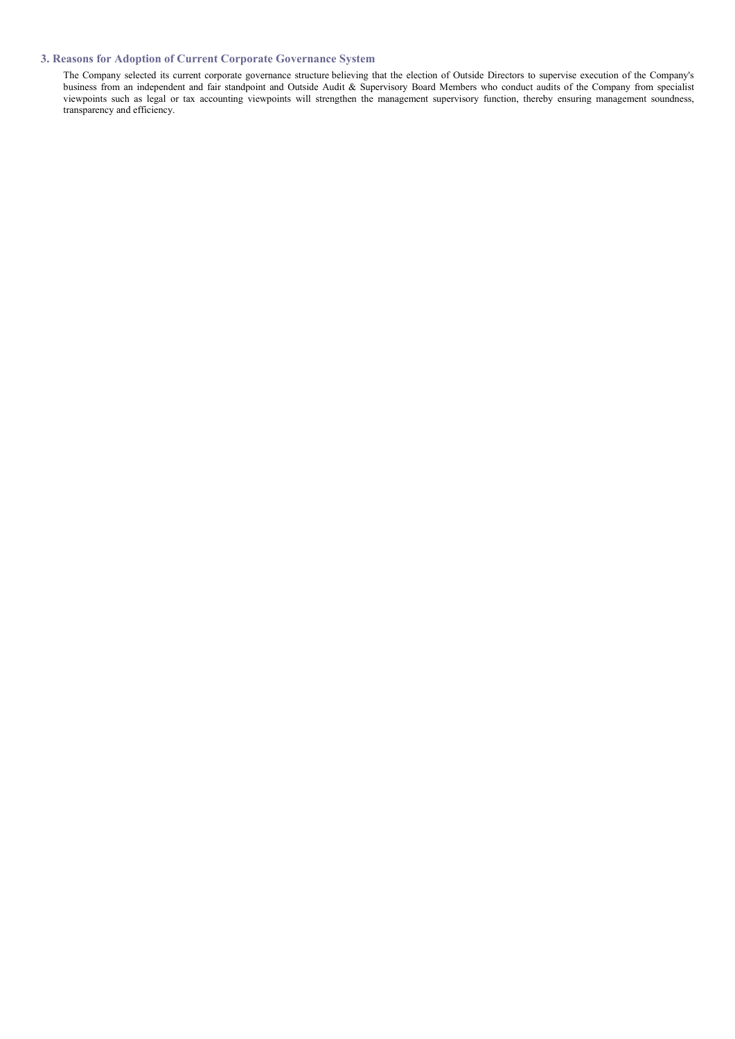### 3. Reasons for Adoption of Current Corporate Governance System

The Company selected its current corporate governance structure believing that the election of Outside Directors to supervise execution of the Company's business from an independent and fair standpoint and Outside Audit & Supervisory Board Members who conduct audits of the Company from specialist viewpoints such as legal or tax accounting viewpoints will strengthen the management supervisory function, thereby ensuring management soundness, transparency and efficiency.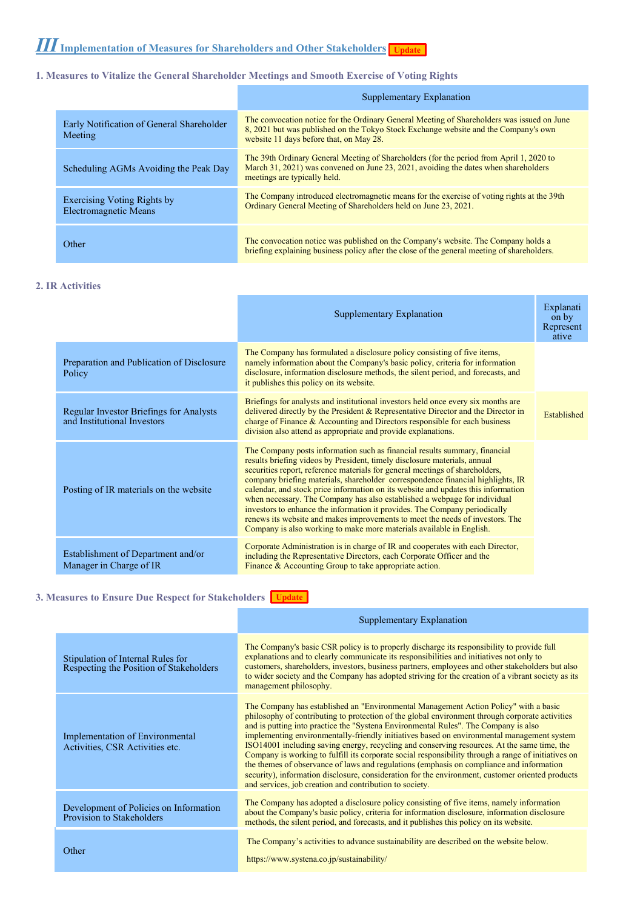# III Implementation of Measures for Shareholders and Other Stakeholders Update

## 1. Measures to Vitalize the General Shareholder Meetings and Smooth Exercise of Voting Rights

| | Supplementary Explanation |
|---|---|
| Early Notification of General Shareholder Meeting | The convocation notice for the Ordinary General Meeting of Shareholders was issued on June 8, 2021 but was published on the Tokyo Stock Exchange website and the Company's own website 11 days before that, on May 28. |
| Scheduling AGMs Avoiding the Peak Day | The 39th Ordinary General Meeting of Shareholders (for the period from April 1, 2020 to March 31, 2021) was convened on June 23, 2021, avoiding the dates when shareholders meetings are typically held. |
| Exercising Voting Rights by Electromagnetic Means | The Company introduced electromagnetic means for the exercise of voting rights at the 39th Ordinary General Meeting of Shareholders held on June 23, 2021. |
| Other | The convocation notice was published on the Company's website. The Company holds a briefing explaining business policy after the close of the general meeting of shareholders. |

## 2. IR Activities

| | Supplementary Explanation | Explanation by Representative |
|---|---|---|
| Preparation and Publication of Disclosure Policy | The Company has formulated a disclosure policy consisting of five items, namely information about the Company's basic policy, criteria for information disclosure, information disclosure methods, the silent period, and forecasts, and it publishes this policy on its website. | |
| Regular Investor Briefings for Analysts and Institutional Investors | Briefings for analysts and institutional investors held once every six months are delivered directly by the President & Representative Director and the Director in charge of Finance & Accounting and Directors responsible for each business division also attend as appropriate and provide explanations. | Established |
| Posting of IR materials on the website | The Company posts information such as financial results summary, financial results briefing videos by President, timely disclosure materials, annual securities report, reference materials for general meetings of shareholders, company briefing materials, shareholder correspondence financial highlights, IR calendar, and stock price information on its website and updates this information when necessary. The Company has also established a webpage for individual investors to enhance the information it provides. The Company periodically renews its website and makes improvements to meet the needs of investors. The Company is also working to make more materials available in English. | |
| Establishment of Department and/or Manager in Charge of IR | Corporate Administration is in charge of IR and cooperates with each Director, including the Representative Directors, each Corporate Officer and the Finance & Accounting Group to take appropriate action. | |

## 3. Measures to Ensure Due Respect for Stakeholders Update

| | Supplementary Explanation |
|---|---|
| Stipulation of Internal Rules for Respecting the Position of Stakeholders | The Company's basic CSR policy is to properly discharge its responsibility to provide full explanations and to clearly communicate its responsibilities and initiatives not only to customers, shareholders, investors, business partners, employees and other stakeholders but also to wider society and the Company has adopted striving for the creation of a vibrant society as its management philosophy. |
| Implementation of Environmental Activities, CSR Activities etc. | The Company has established an "Environmental Management Action Policy" with a basic philosophy of contributing to protection of the global environment through corporate activities and is putting into practice the "Systena Environmental Rules". The Company is also implementing environmentally-friendly initiatives based on environmental management system ISO14001 including saving energy, recycling and conserving resources. At the same time, the Company is working to fulfill its corporate social responsibility through a range of initiatives on the themes of observance of laws and regulations (emphasis on compliance and information security), information disclosure, consideration for the environment, customer oriented products and services, job creation and contribution to society. |
| Development of Policies on Information Provision to Stakeholders | The Company has adopted a disclosure policy consisting of five items, namely information about the Company's basic policy, criteria for information disclosure, information disclosure methods, the silent period, and forecasts, and it publishes this policy on its website. |
| Other | The Company's activities to advance sustainability are described on the website below.<br>https://www.systena.co.jp/sustainability/ |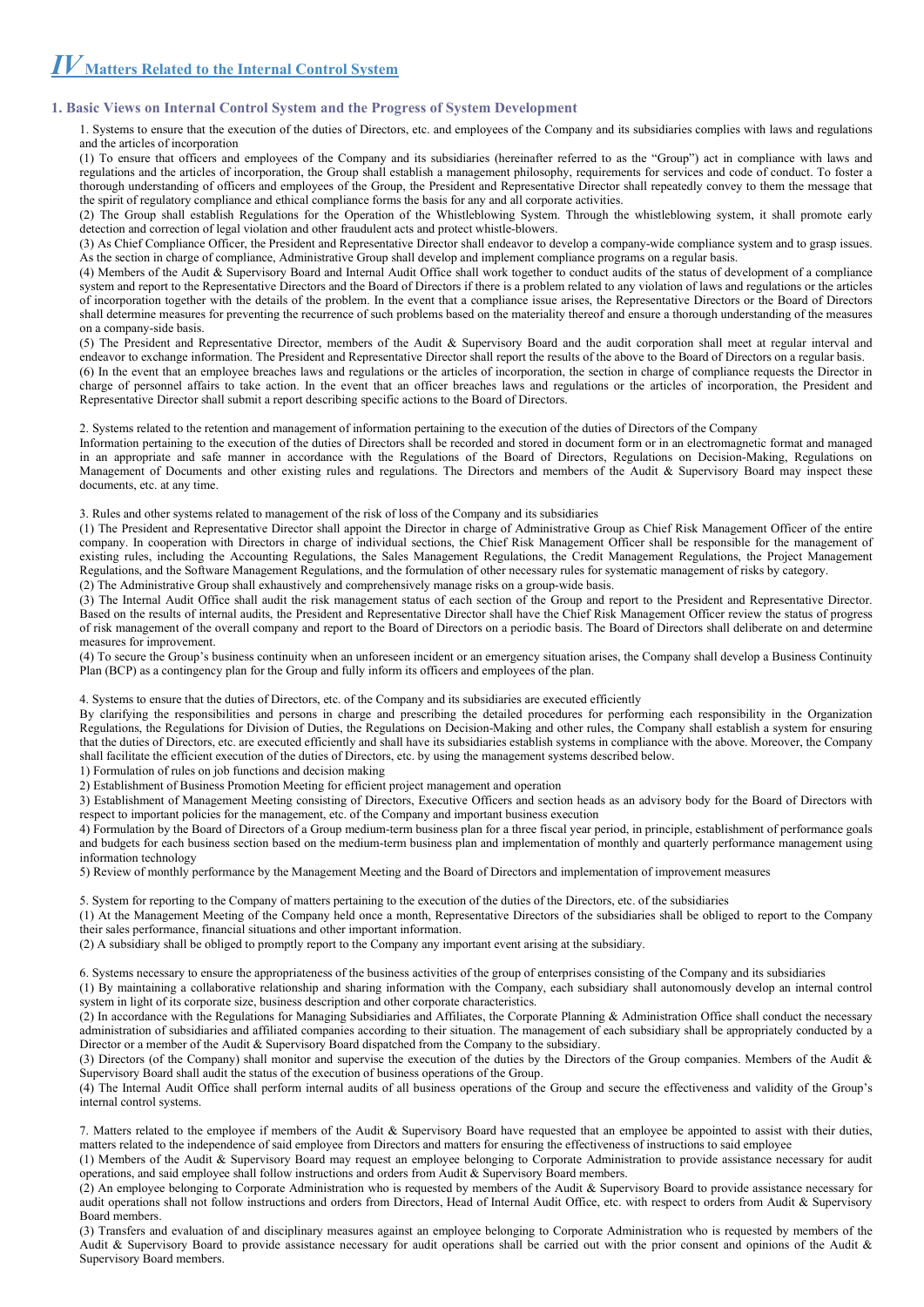# *IV* Matters Related to the Internal Control System

## 1. Basic Views on Internal Control System and the Progress of System Development

1. Systems to ensure that the execution of the duties of Directors, etc. and employees of the Company and its subsidiaries complies with laws and regulations and the articles of incorporation

(1) To ensure that officers and employees of the Company and its subsidiaries (hereinafter referred to as the "Group") act in compliance with laws and regulations and the articles of incorporation, the Group shall establish a management philosophy, requirements for services and code of conduct. To foster a thorough understanding of officers and employees of the Group, the President and Representative Director shall repeatedly convey to them the message that the spirit of regulatory compliance and ethical compliance forms the basis for any and all corporate activities.

(2) The Group shall establish Regulations for the Operation of the Whistleblowing System. Through the whistleblowing system, it shall promote early detection and correction of legal violation and other fraudulent acts and protect whistle-blowers.

(3) As Chief Compliance Officer, the President and Representative Director shall endeavor to develop a company-wide compliance system and to grasp issues. As the section in charge of compliance, Administrative Group shall develop and implement compliance programs on a regular basis.

(4) Members of the Audit & Supervisory Board and Internal Audit Office shall work together to conduct audits of the status of development of a compliance system and report to the Representative Directors and the Board of Directors if there is a problem related to any violation of laws and regulations or the articles of incorporation together with the details of the problem. In the event that a compliance issue arises, the Representative Directors or the Board of Directors shall determine measures for preventing the recurrence of such problems based on the materiality thereof and ensure a thorough understanding of the measures on a company-side basis.

(5) The President and Representative Director, members of the Audit & Supervisory Board and the audit corporation shall meet at regular interval and endeavor to exchange information. The President and Representative Director shall report the results of the above to the Board of Directors on a regular basis.

(6) In the event that an employee breaches laws and regulations or the articles of incorporation, the section in charge of compliance requests the Director in charge of personnel affairs to take action. In the event that an officer breaches laws and regulations or the articles of incorporation, the President and Representative Director shall submit a report describing specific actions to the Board of Directors.

2. Systems related to the retention and management of information pertaining to the execution of the duties of Directors of the Company

Information pertaining to the execution of the duties of Directors shall be recorded and stored in document form or in an electromagnetic format and managed in an appropriate and safe manner in accordance with the Regulations of the Board of Directors, Regulations on Decision-Making, Regulations on Management of Documents and other existing rules and regulations. The Directors and members of the Audit & Supervisory Board may inspect these documents, etc. at any time.

3. Rules and other systems related to management of the risk of loss of the Company and its subsidiaries

(1) The President and Representative Director shall appoint the Director in charge of Administrative Group as Chief Risk Management Officer of the entire company. In cooperation with Directors in charge of individual sections, the Chief Risk Management Officer shall be responsible for the management of existing rules, including the Accounting Regulations, the Sales Management Regulations, the Credit Management Regulations, the Project Management Regulations, and the Software Management Regulations, and the formulation of other necessary rules for systematic management of risks by category.

(2) The Administrative Group shall exhaustively and comprehensively manage risks on a group-wide basis.

(3) The Internal Audit Office shall audit the risk management status of each section of the Group and report to the President and Representative Director. Based on the results of internal audits, the President and Representative Director shall have the Chief Risk Management Officer review the status of progress of risk management of the overall company and report to the Board of Directors on a periodic basis. The Board of Directors shall deliberate on and determine measures for improvement.

(4) To secure the Group's business continuity when an unforeseen incident or an emergency situation arises, the Company shall develop a Business Continuity Plan (BCP) as a contingency plan for the Group and fully inform its officers and employees of the plan.

4. Systems to ensure that the duties of Directors, etc. of the Company and its subsidiaries are executed efficiently

By clarifying the responsibilities and persons in charge and prescribing the detailed procedures for performing each responsibility in the Organization Regulations, the Regulations for Division of Duties, the Regulations on Decision-Making and other rules, the Company shall establish a system for ensuring that the duties of Directors, etc. are executed efficiently and shall have its subsidiaries establish systems in compliance with the above. Moreover, the Company shall facilitate the efficient execution of the duties of Directors, etc. by using the management systems described below.

1) Formulation of rules on job functions and decision making

2) Establishment of Business Promotion Meeting for efficient project management and operation

3) Establishment of Management Meeting consisting of Directors, Executive Officers and section heads as an advisory body for the Board of Directors with respect to important policies for the management, etc. of the Company and important business execution

4) Formulation by the Board of Directors of a Group medium-term business plan for a three fiscal year period, in principle, establishment of performance goals and budgets for each business section based on the medium-term business plan and implementation of monthly and quarterly performance management using information technology

5) Review of monthly performance by the Management Meeting and the Board of Directors and implementation of improvement measures

5. System for reporting to the Company of matters pertaining to the execution of the duties of the Directors, etc. of the subsidiaries

(1) At the Management Meeting of the Company held once a month, Representative Directors of the subsidiaries shall be obliged to report to the Company their sales performance, financial situations and other important information.

(2) A subsidiary shall be obliged to promptly report to the Company any important event arising at the subsidiary.

6. Systems necessary to ensure the appropriateness of the business activities of the group of enterprises consisting of the Company and its subsidiaries

(1) By maintaining a collaborative relationship and sharing information with the Company, each subsidiary shall autonomously develop an internal control system in light of its corporate size, business description and other corporate characteristics.

(2) In accordance with the Regulations for Managing Subsidiaries and Affiliates, the Corporate Planning & Administration Office shall conduct the necessary administration of subsidiaries and affiliated companies according to their situation. The management of each subsidiary shall be appropriately conducted by a Director or a member of the Audit & Supervisory Board dispatched from the Company to the subsidiary.

(3) Directors (of the Company) shall monitor and supervise the execution of the duties by the Directors of the Group companies. Members of the Audit & Supervisory Board shall audit the status of the execution of business operations of the Group.

(4) The Internal Audit Office shall perform internal audits of all business operations of the Group and secure the effectiveness and validity of the Group's internal control systems.

7. Matters related to the employee if members of the Audit & Supervisory Board have requested that an employee be appointed to assist with their duties, matters related to the independence of said employee from Directors and matters for ensuring the effectiveness of instructions to said employee

(1) Members of the Audit & Supervisory Board may request an employee belonging to Corporate Administration to provide assistance necessary for audit operations, and said employee shall follow instructions and orders from Audit & Supervisory Board members.

(2) An employee belonging to Corporate Administration who is requested by members of the Audit & Supervisory Board to provide assistance necessary for audit operations shall not follow instructions and orders from Directors, Head of Internal Audit Office, etc. with respect to orders from Audit & Supervisory Board members.

(3) Transfers and evaluation of and disciplinary measures against an employee belonging to Corporate Administration who is requested by members of the Audit & Supervisory Board to provide assistance necessary for audit operations shall be carried out with the prior consent and opinions of the Audit & Supervisory Board members.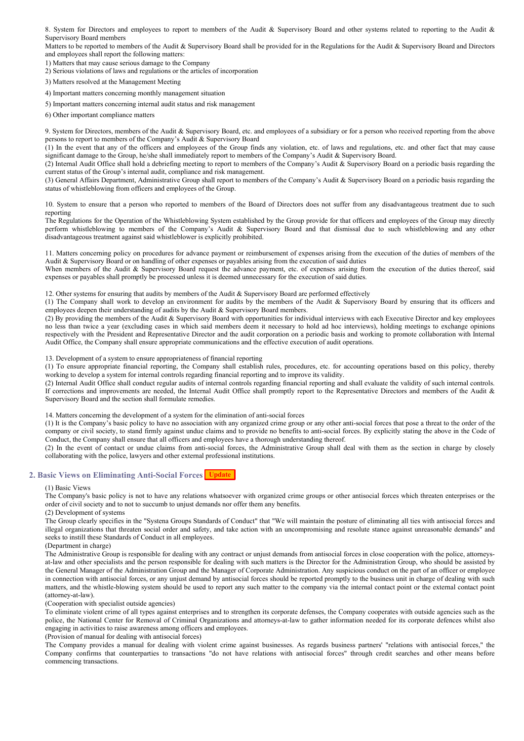8. System for Directors and employees to report to members of the Audit & Supervisory Board and other systems related to reporting to the Audit & Supervisory Board members

Matters to be reported to members of the Audit & Supervisory Board shall be provided for in the Regulations for the Audit & Supervisory Board and Directors and employees shall report the following matters:

1) Matters that may cause serious damage to the Company

2) Serious violations of laws and regulations or the articles of incorporation

3) Matters resolved at the Management Meeting

4) Important matters concerning monthly management situation

5) Important matters concerning internal audit status and risk management

6) Other important compliance matters

9. System for Directors, members of the Audit & Supervisory Board, etc. and employees of a subsidiary or for a person who received reporting from the above persons to report to members of the Company's Audit & Supervisory Board

(1) In the event that any of the officers and employees of the Group finds any violation, etc. of laws and regulations, etc. and other fact that may cause significant damage to the Group, he/she shall immediately report to members of the Company's Audit & Supervisory Board.

(2) Internal Audit Office shall hold a debriefing meeting to report to members of the Company's Audit & Supervisory Board on a periodic basis regarding the current status of the Group's internal audit, compliance and risk management.

(3) General Affairs Department, Administrative Group shall report to members of the Company's Audit & Supervisory Board on a periodic basis regarding the status of whistleblowing from officers and employees of the Group.

10. System to ensure that a person who reported to members of the Board of Directors does not suffer from any disadvantageous treatment due to such reporting

The Regulations for the Operation of the Whistleblowing System established by the Group provide for that officers and employees of the Group may directly perform whistleblowing to members of the Company's Audit & Supervisory Board and that dismissal due to such whistleblowing and any other disadvantageous treatment against said whistleblower is explicitly prohibited.

11. Matters concerning policy on procedures for advance payment or reimbursement of expenses arising from the execution of the duties of members of the Audit & Supervisory Board or on handling of other expenses or payables arising from the execution of said duties

When members of the Audit & Supervisory Board request the advance payment, etc. of expenses arising from the execution of the duties thereof, said expenses or payables shall promptly be processed unless it is deemed unnecessary for the execution of said duties.

12. Other systems for ensuring that audits by members of the Audit & Supervisory Board are performed effectively

(1) The Company shall work to develop an environment for audits by the members of the Audit & Supervisory Board by ensuring that its officers and employees deepen their understanding of audits by the Audit & Supervisory Board members.

(2) By providing the members of the Audit & Supervisory Board with opportunities for individual interviews with each Executive Director and key employees no less than twice a year (excluding cases in which said members deem it necessary to hold ad hoc interviews), holding meetings to exchange opinions respectively with the President and Representative Director and the audit corporation on a periodic basis and working to promote collaboration with Internal Audit Office, the Company shall ensure appropriate communications and the effective execution of audit operations.

13. Development of a system to ensure appropriateness of financial reporting

(1) To ensure appropriate financial reporting, the Company shall establish rules, procedures, etc. for accounting operations based on this policy, thereby working to develop a system for internal controls regarding financial reporting and to improve its validity.

(2) Internal Audit Office shall conduct regular audits of internal controls regarding financial reporting and shall evaluate the validity of such internal controls. If corrections and improvements are needed, the Internal Audit Office shall promptly report to the Representative Directors and members of the Audit & Supervisory Board and the section shall formulate remedies.

14. Matters concerning the development of a system for the elimination of anti-social forces

(1) It is the Company's basic policy to have no association with any organized crime group or any other anti-social forces that pose a threat to the order of the company or civil society, to stand firmly against undue claims and to provide no benefits to anti-social forces. By explicitly stating the above in the Code of Conduct, the Company shall ensure that all officers and employees have a thorough understanding thereof.

(2) In the event of contact or undue claims from anti-social forces, the Administrative Group shall deal with them as the section in charge by closely collaborating with the police, lawyers and other external professional institutions.

## 2. Basic Views on Eliminating Anti-Social Forces Update

(1) Basic Views

The Company's basic policy is not to have any relations whatsoever with organized crime groups or other antisocial forces which threaten enterprises or the order of civil society and to not to succumb to unjust demands nor offer them any benefits.

(2) Development of systems

The Group clearly specifies in the "Systena Groups Standards of Conduct" that "We will maintain the posture of eliminating all ties with antisocial forces and illegal organizations that threaten social order and safety, and take action with an uncompromising and resolute stance against unreasonable demands" and seeks to instill these Standards of Conduct in all employees.

(Department in charge)

The Administrative Group is responsible for dealing with any contract or unjust demands from antisocial forces in close cooperation with the police, attorneys-at-law and other specialists and the person responsible for dealing with such matters is the Director for the Administration Group, who should be assisted by the General Manager of the Administration Group and the Manager of Corporate Administration. Any suspicious conduct on the part of an officer or employee in connection with antisocial forces, or any unjust demand by antisocial forces should be reported promptly to the business unit in charge of dealing with such matters, and the whistle-blowing system should be used to report any such matter to the company via the internal contact point or the external contact point (attorney-at-law).

(Cooperation with specialist outside agencies)

To eliminate violent crime of all types against enterprises and to strengthen its corporate defenses, the Company cooperates with outside agencies such as the police, the National Center for Removal of Criminal Organizations and attorneys-at-law to gather information needed for its corporate defences whilst also engaging in activities to raise awareness among officers and employees.

(Provision of manual for dealing with antisocial forces)

The Company provides a manual for dealing with violent crime against businesses. As regards business partners' "relations with antisocial forces," the Company confirms that counterparties to transactions "do not have relations with antisocial forces" through credit searches and other means before commencing transactions.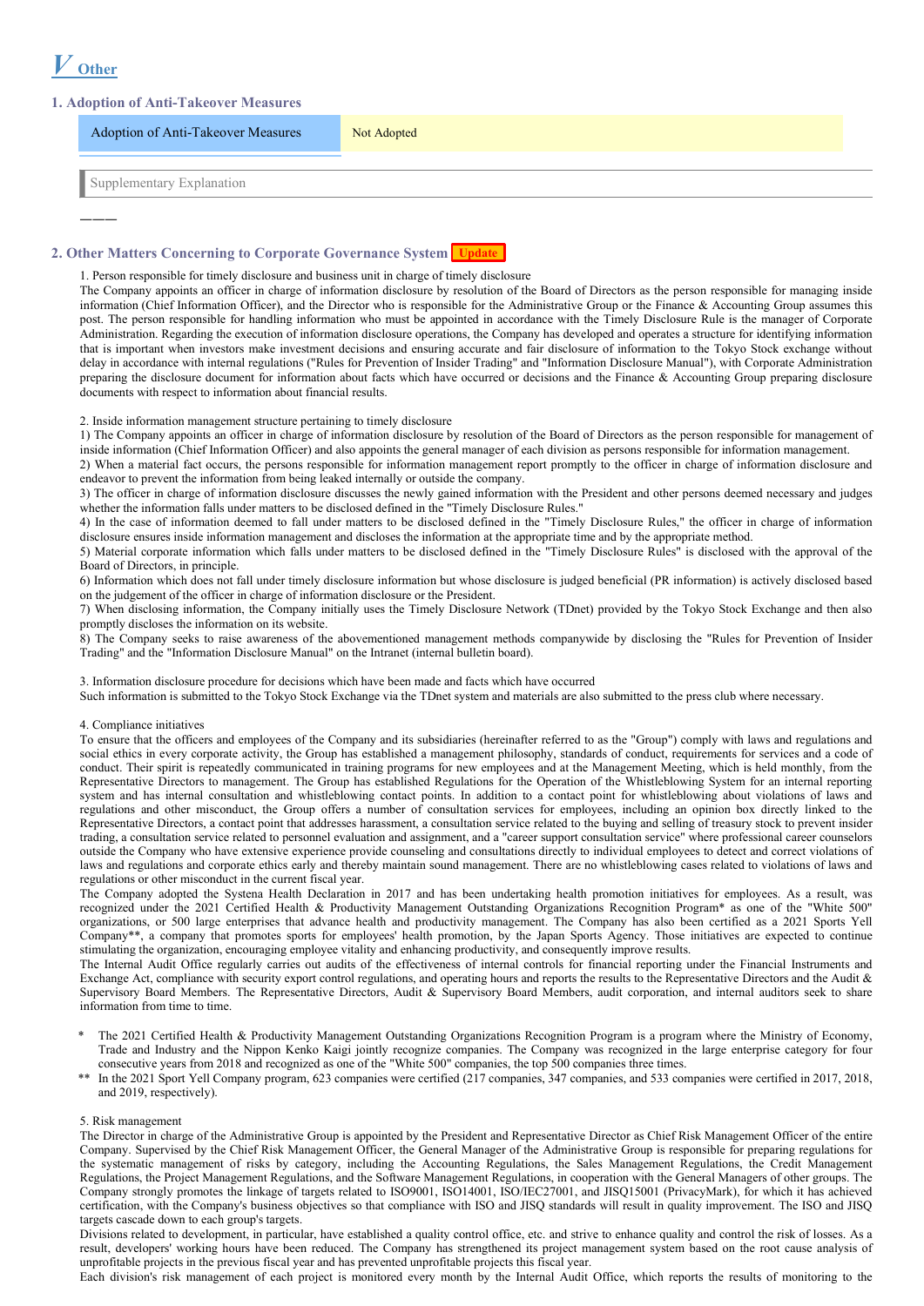# V Other

## 1. Adoption of Anti-Takeover Measures

| Adoption of Anti-Takeover Measures | Not Adopted |
|---|---|

Supplementary Explanation

―――

## 2. Other Matters Concerning to Corporate Governance System Update

1. Person responsible for timely disclosure and business unit in charge of timely disclosure
The Company appoints an officer in charge of information disclosure by resolution of the Board of Directors as the person responsible for managing inside information (Chief Information Officer), and the Director who is responsible for the Administrative Group or the Finance & Accounting Group assumes this post. The person responsible for handling information who must be appointed in accordance with the Timely Disclosure Rule is the manager of Corporate Administration. Regarding the execution of information disclosure operations, the Company has developed and operates a structure for identifying information that is important when investors make investment decisions and ensuring accurate and fair disclosure of information to the Tokyo Stock exchange without delay in accordance with internal regulations ("Rules for Prevention of Insider Trading" and "Information Disclosure Manual"), with Corporate Administration preparing the disclosure document for information about facts which have occurred or decisions and the Finance & Accounting Group preparing disclosure documents with respect to information about financial results.

2. Inside information management structure pertaining to timely disclosure
1) The Company appoints an officer in charge of information disclosure by resolution of the Board of Directors as the person responsible for management of inside information (Chief Information Officer) and also appoints the general manager of each division as persons responsible for information management.
2) When a material fact occurs, the persons responsible for information management report promptly to the officer in charge of information disclosure and endeavor to prevent the information from being leaked internally or outside the company.
3) The officer in charge of information disclosure discusses the newly gained information with the President and other persons deemed necessary and judges whether the information falls under matters to be disclosed defined in the "Timely Disclosure Rules."
4) In the case of information deemed to fall under matters to be disclosed defined in the "Timely Disclosure Rules," the officer in charge of information disclosure ensures inside information management and discloses the information at the appropriate time and by the appropriate method.
5) Material corporate information which falls under matters to be disclosed defined in the "Timely Disclosure Rules" is disclosed with the approval of the Board of Directors, in principle.
6) Information which does not fall under timely disclosure information but whose disclosure is judged beneficial (PR information) is actively disclosed based on the judgement of the officer in charge of information disclosure or the President.
7) When disclosing information, the Company initially uses the Timely Disclosure Network (TDnet) provided by the Tokyo Stock Exchange and then also promptly discloses the information on its website.
8) The Company seeks to raise awareness of the abovementioned management methods companywide by disclosing the "Rules for Prevention of Insider Trading" and the "Information Disclosure Manual" on the Intranet (internal bulletin board).

3. Information disclosure procedure for decisions which have been made and facts which have occurred
Such information is submitted to the Tokyo Stock Exchange via the TDnet system and materials are also submitted to the press club where necessary.

4. Compliance initiatives
To ensure that the officers and employees of the Company and its subsidiaries (hereinafter referred to as the "Group") comply with laws and regulations and social ethics in every corporate activity, the Group has established a management philosophy, standards of conduct, requirements for services and a code of conduct. Their spirit is repeatedly communicated in training programs for new employees and at the Management Meeting, which is held monthly, from the Representative Directors to management. The Group has established Regulations for the Operation of the Whistleblowing System for an internal reporting system and has internal consultation and whistleblowing contact points. In addition to a contact point for whistleblowing about violations of laws and regulations and other misconduct, the Group offers a number of consultation services for employees, including an opinion box directly linked to the Representative Directors, a contact point that addresses harassment, a consultation service related to the buying and selling of treasury stock to prevent insider trading, a consultation service related to personnel evaluation and assignment, and a "career support consultation service" where professional career counselors outside the Company who have extensive experience provide counseling and consultations directly to individual employees to detect and correct violations of laws and regulations and corporate ethics early and thereby maintain sound management. There are no whistleblowing cases related to violations of laws and regulations or other misconduct in the current fiscal year.
The Company adopted the Systena Health Declaration in 2017 and has been undertaking health promotion initiatives for employees. As a result, was recognized under the 2021 Certified Health & Productivity Management Outstanding Organizations Recognition Program* as one of the "White 500" organizations, or 500 large enterprises that advance health and productivity management. The Company has also been certified as a 2021 Sports Yell Company**, a company that promotes sports for employees' health promotion, by the Japan Sports Agency. Those initiatives are expected to continue stimulating the organization, encouraging employee vitality and enhancing productivity, and consequently improve results.
The Internal Audit Office regularly carries out audits of the effectiveness of internal controls for financial reporting under the Financial Instruments and Exchange Act, compliance with security export control regulations, and operating hours and reports the results to the Representative Directors and the Audit & Supervisory Board Members. The Representative Directors, Audit & Supervisory Board Members, audit corporation, and internal auditors seek to share information from time to time.

\* The 2021 Certified Health & Productivity Management Outstanding Organizations Recognition Program is a program where the Ministry of Economy, Trade and Industry and the Nippon Kenko Kaigi jointly recognize companies. The Company was recognized in the large enterprise category for four consecutive years from 2018 and recognized as one of the "White 500" companies, the top 500 companies three times.
\*\* In the 2021 Sport Yell Company program, 623 companies were certified (217 companies, 347 companies, and 533 companies were certified in 2017, 2018, and 2019, respectively).

5. Risk management
The Director in charge of the Administrative Group is appointed by the President and Representative Director as Chief Risk Management Officer of the entire Company. Supervised by the Chief Risk Management Officer, the General Manager of the Administrative Group is responsible for preparing regulations for the systematic management of risks by category, including the Accounting Regulations, the Sales Management Regulations, the Credit Management Regulations, the Project Management Regulations, and the Software Management Regulations, in cooperation with the General Managers of other groups. The Company strongly promotes the linkage of targets related to ISO9001, ISO14001, ISO/IEC27001, and JISQ15001 (PrivacyMark), for which it has achieved certification, with the Company's business objectives so that compliance with ISO and JISQ standards will result in quality improvement. The ISO and JISQ targets cascade down to each group's targets.
Divisions related to development, in particular, have established a quality control office, etc. and strive to enhance quality and control the risk of losses. As a result, developers' working hours have been reduced. The Company has strengthened its project management system based on the root cause analysis of unprofitable projects in the previous fiscal year and has prevented unprofitable projects this fiscal year.
Each division's risk management of each project is monitored every month by the Internal Audit Office, which reports the results of monitoring to the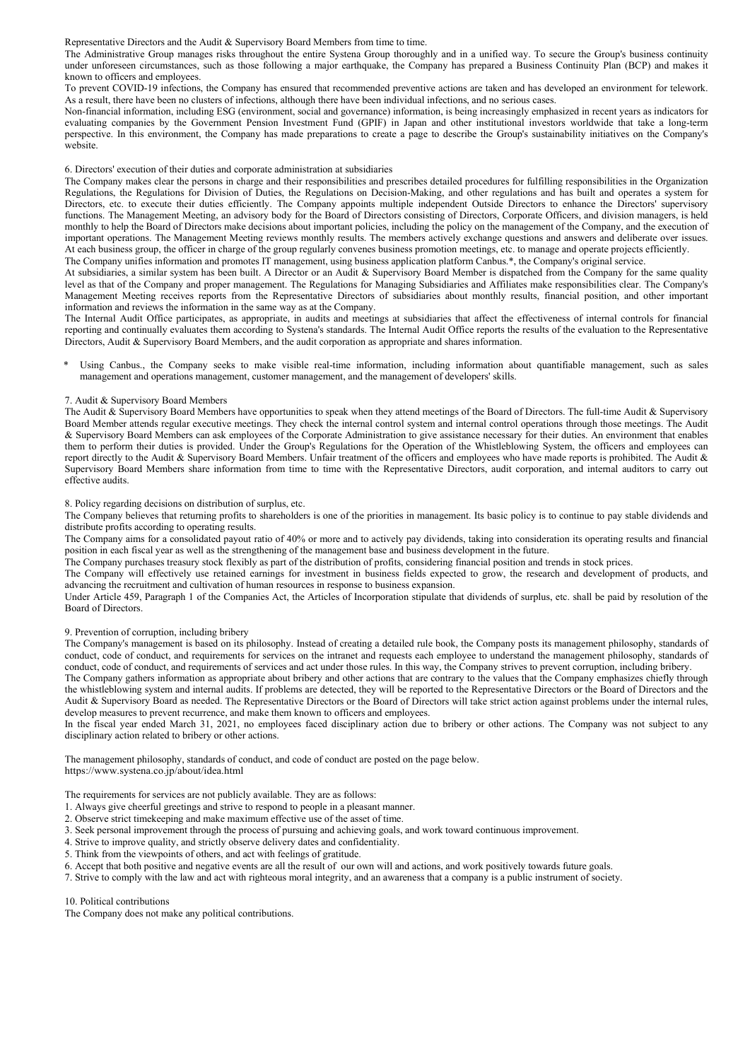Representative Directors and the Audit & Supervisory Board Members from time to time.

The Administrative Group manages risks throughout the entire Systena Group thoroughly and in a unified way. To secure the Group's business continuity under unforeseen circumstances, such as those following a major earthquake, the Company has prepared a Business Continuity Plan (BCP) and makes it known to officers and employees.

To prevent COVID-19 infections, the Company has ensured that recommended preventive actions are taken and has developed an environment for telework. As a result, there have been no clusters of infections, although there have been individual infections, and no serious cases.

Non-financial information, including ESG (environment, social and governance) information, is being increasingly emphasized in recent years as indicators for evaluating companies by the Government Pension Investment Fund (GPIF) in Japan and other institutional investors worldwide that take a long-term perspective. In this environment, the Company has made preparations to create a page to describe the Group's sustainability initiatives on the Company's website.

6. Directors' execution of their duties and corporate administration at subsidiaries

The Company makes clear the persons in charge and their responsibilities and prescribes detailed procedures for fulfilling responsibilities in the Organization Regulations, the Regulations for Division of Duties, the Regulations on Decision-Making, and other regulations and has built and operates a system for Directors, etc. to execute their duties efficiently. The Company appoints multiple independent Outside Directors to enhance the Directors' supervisory functions. The Management Meeting, an advisory body for the Board of Directors consisting of Directors, Corporate Officers, and division managers, is held monthly to help the Board of Directors make decisions about important policies, including the policy on the management of the Company, and the execution of important operations. The Management Meeting reviews monthly results. The members actively exchange questions and answers and deliberate over issues. At each business group, the officer in charge of the group regularly convenes business promotion meetings, etc. to manage and operate projects efficiently.

The Company unifies information and promotes IT management, using business application platform Canbus.*, the Company's original service.

At subsidiaries, a similar system has been built. A Director or an Audit & Supervisory Board Member is dispatched from the Company for the same quality level as that of the Company and proper management. The Regulations for Managing Subsidiaries and Affiliates make responsibilities clear. The Company's Management Meeting receives reports from the Representative Directors of subsidiaries about monthly results, financial position, and other important information and reviews the information in the same way as at the Company.

The Internal Audit Office participates, as appropriate, in audits and meetings at subsidiaries that affect the effectiveness of internal controls for financial reporting and continually evaluates them according to Systena's standards. The Internal Audit Office reports the results of the evaluation to the Representative Directors, Audit & Supervisory Board Members, and the audit corporation as appropriate and shares information.

\* Using Canbus., the Company seeks to make visible real-time information, including information about quantifiable management, such as sales management and operations management, customer management, and the management of developers' skills.

7. Audit & Supervisory Board Members

The Audit & Supervisory Board Members have opportunities to speak when they attend meetings of the Board of Directors. The full-time Audit & Supervisory Board Member attends regular executive meetings. They check the internal control system and internal control operations through those meetings. The Audit & Supervisory Board Members can ask employees of the Corporate Administration to give assistance necessary for their duties. An environment that enables them to perform their duties is provided. Under the Group's Regulations for the Operation of the Whistleblowing System, the officers and employees can report directly to the Audit & Supervisory Board Members. Unfair treatment of the officers and employees who have made reports is prohibited. The Audit & Supervisory Board Members share information from time to time with the Representative Directors, audit corporation, and internal auditors to carry out effective audits.

8. Policy regarding decisions on distribution of surplus, etc.

The Company believes that returning profits to shareholders is one of the priorities in management. Its basic policy is to continue to pay stable dividends and distribute profits according to operating results.

The Company aims for a consolidated payout ratio of 40% or more and to actively pay dividends, taking into consideration its operating results and financial position in each fiscal year as well as the strengthening of the management base and business development in the future.

The Company purchases treasury stock flexibly as part of the distribution of profits, considering financial position and trends in stock prices.

The Company will effectively use retained earnings for investment in business fields expected to grow, the research and development of products, and advancing the recruitment and cultivation of human resources in response to business expansion.

Under Article 459, Paragraph 1 of the Companies Act, the Articles of Incorporation stipulate that dividends of surplus, etc. shall be paid by resolution of the Board of Directors.

9. Prevention of corruption, including bribery

The Company's management is based on its philosophy. Instead of creating a detailed rule book, the Company posts its management philosophy, standards of conduct, code of conduct, and requirements for services on the intranet and requests each employee to understand the management philosophy, standards of conduct, code of conduct, and requirements of services and act under those rules. In this way, the Company strives to prevent corruption, including bribery.

The Company gathers information as appropriate about bribery and other actions that are contrary to the values that the Company emphasizes chiefly through the whistleblowing system and internal audits. If problems are detected, they will be reported to the Representative Directors or the Board of Directors and the Audit & Supervisory Board as needed. The Representative Directors or the Board of Directors will take strict action against problems under the internal rules, develop measures to prevent recurrence, and make them known to officers and employees.

In the fiscal year ended March 31, 2021, no employees faced disciplinary action due to bribery or other actions. The Company was not subject to any disciplinary action related to bribery or other actions.

The management philosophy, standards of conduct, and code of conduct are posted on the page below.
https://www.systena.co.jp/about/idea.html

The requirements for services are not publicly available. They are as follows:

1. Always give cheerful greetings and strive to respond to people in a pleasant manner.
2. Observe strict timekeeping and make maximum effective use of the asset of time.
3. Seek personal improvement through the process of pursuing and achieving goals, and work toward continuous improvement.
4. Strive to improve quality, and strictly observe delivery dates and confidentiality.
5. Think from the viewpoints of others, and act with feelings of gratitude.
6. Accept that both positive and negative events are all the result of our own will and actions, and work positively towards future goals.
7. Strive to comply with the law and act with righteous moral integrity, and an awareness that a company is a public instrument of society.

10. Political contributions

The Company does not make any political contributions.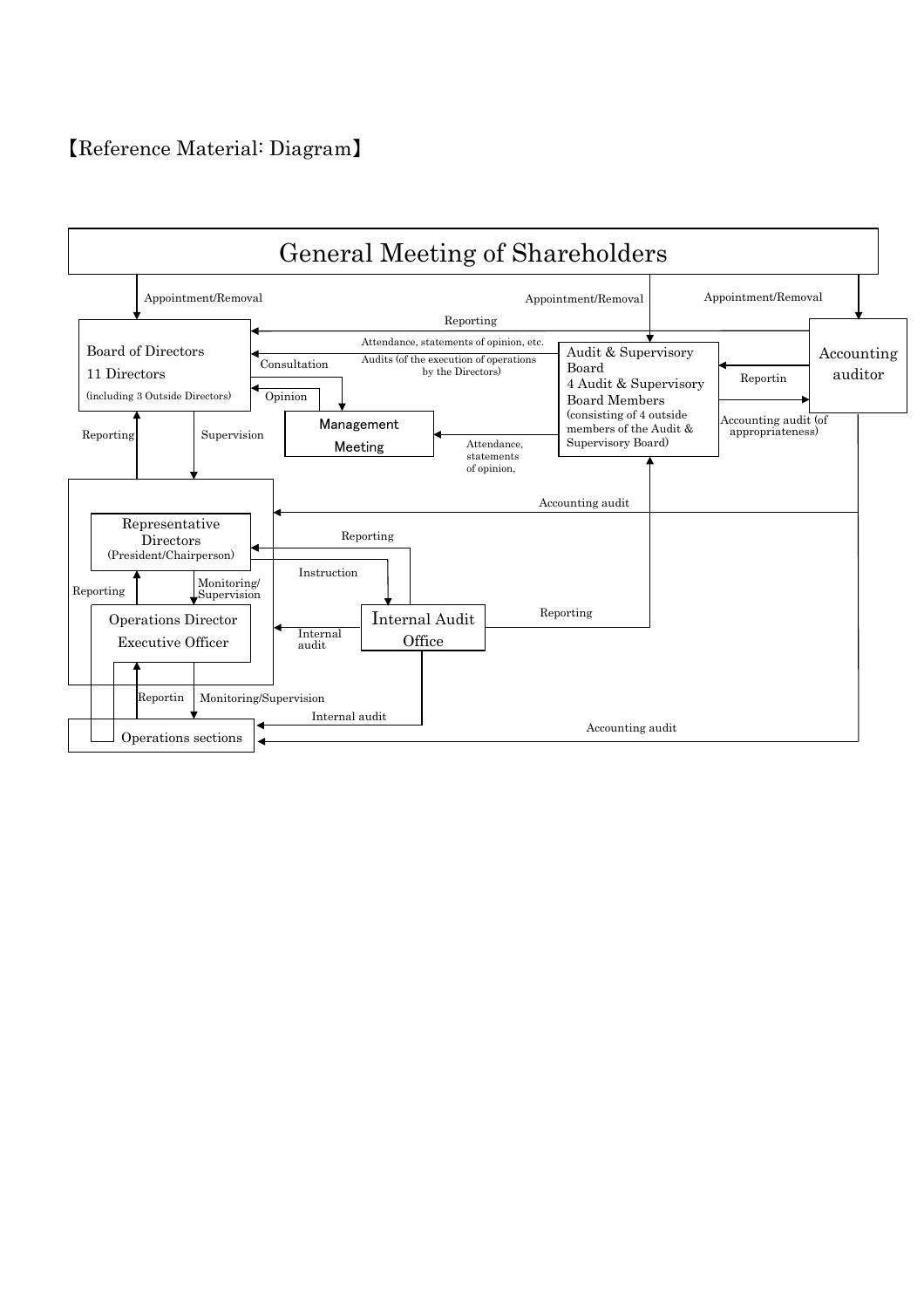【Reference Material: Diagram】

General Meeting of Shareholders

Appointment/Removal

Appointment/Removal

Appointment/Removal

Reporting

Attendance, statements of opinion, etc.

Audits (of the execution of operations by the Directors)

Board of Directors
11 Directors
(including 3 Outside Directors)

Consultation

Opinion

Management Meeting

Audit & Supervisory Board
4 Audit & Supervisory Board Members
(consisting of 4 outside members of the Audit & Supervisory Board)

Reportin

Accounting auditor

Accounting audit (of appropriateness)

Attendance, statements of opinion,

Reporting

Supervision

Accounting audit

Representative Directors
(President/Chairperson)

Reporting

Instruction

Monitoring/Supervision

Reporting

Operations Director
Executive Officer

Internal audit

Internal Audit Office

Reporting

Reportin

Monitoring/Supervision

Internal audit

Operations sections

Accounting audit